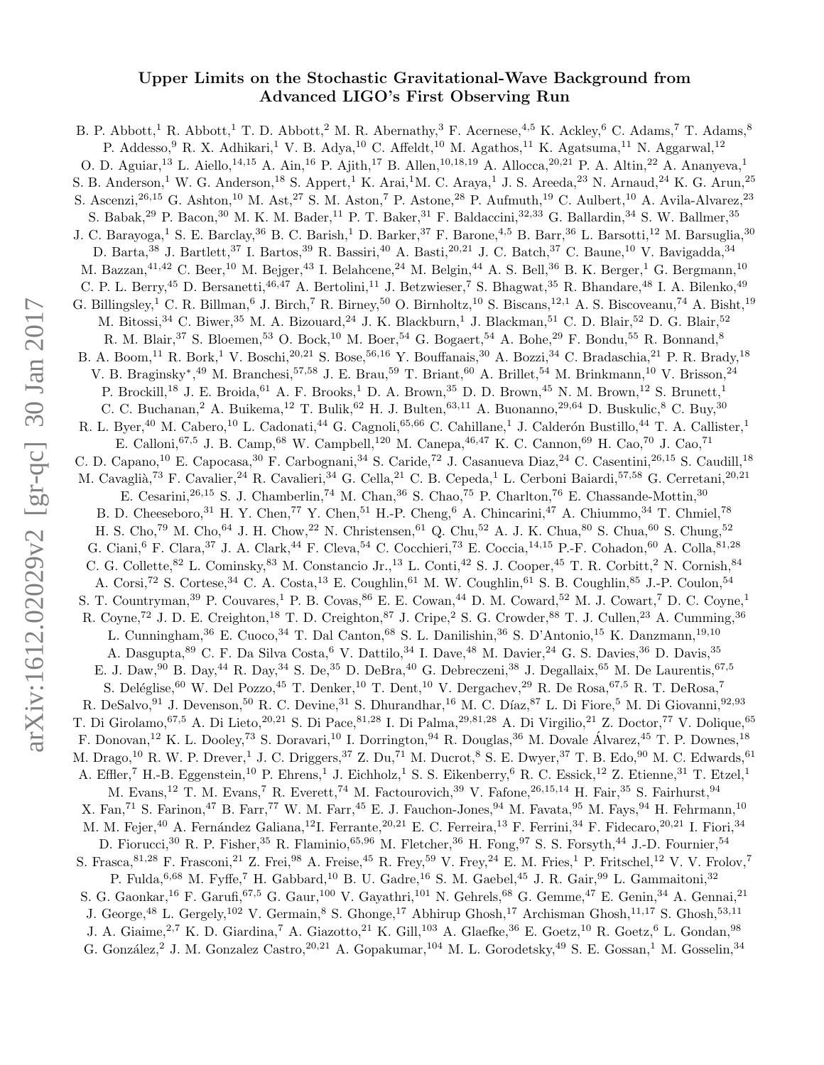# Upper Limits on the Stochastic Gravitational-Wave Background from Advanced LIGO's First Observing Run

B. P. Abbott,[1] R. Abbott,[1] T. D. Abbott,[2] M. R. Abernathy,[3] F. Acernese,[4,5] K. Ackley,[6] C. Adams,[7] T. Adams,[8] P. Addesso,[9] R. X. Adhikari,[1] V. B. Adya,[10] C. Affeldt,[10] M. Agathos,[11] K. Agatsuma,[11] N. Aggarwal,[12] O. D. Aguiar,[13] L. Aiello,[14,15] A. Ain,[16] P. Ajith,[17] B. Allen,[10,18,19] A. Allocca,[20,21] P. A. Altin,[22] A. Ananyeva,[1] S. B. Anderson,[1] W. G. Anderson,[18] S. Appert,[1] K. Arai,[1] M. C. Araya,[1] J. S. Areeda,[23] N. Arnaud,[24] K. G. Arun,[25] S. Ascenzi,[26,15] G. Ashton,[10] M. Ast,[27] S. M. Aston,[7] P. Astone,[28] P. Aufmuth,[19] C. Aulbert,[10] A. Avila-Alvarez,[23] S. Babak,[29] P. Bacon,[30] M. K. M. Bader,[11] P. T. Baker,[31] F. Baldaccini,[32,33] G. Ballardin,[34] S. W. Ballmer,[35] J. C. Barayoga,[1] S. E. Barclay,[36] B. C. Barish,[1] D. Barker,[37] F. Barone,[4,5] B. Barr,[36] L. Barsotti,[12] M. Barsuglia,[30] D. Barta,[38] J. Bartlett,[37] I. Bartos,[39] R. Bassiri,[40] A. Basti,[20,21] J. C. Batch,[37] C. Baune,[10] V. Bavigadda,[34] M. Bazzan,[41,42] C. Beer,[10] M. Bejger,[43] I. Belahcene,[24] M. Belgin,[44] A. S. Bell,[36] B. K. Berger,[1] G. Bergmann,[10] C. P. L. Berry,[45] D. Bersanetti,[46,47] A. Bertolini,[11] J. Betzwieser,[7] S. Bhagwat,[35] R. Bhandare,[48] I. A. Bilenko,[49] G. Billingsley,[1] C. R. Billman,[6] J. Birch,[7] R. Birney,[50] O. Birnholtz,[10] S. Biscans,[12,1] A. S. Biscoveanu,[74] A. Bisht,[19] M. Bitossi,[34] C. Biwer,[35] M. A. Bizouard,[24] J. K. Blackburn,[1] J. Blackman,[51] C. D. Blair,[52] D. G. Blair,[52] R. M. Blair,[37] S. Bloemen,[53] O. Bock,[10] M. Boer,[54] G. Bogaert,[54] A. Bohe,[29] F. Bondu,[55] R. Bonnand,[8] B. A. Boom,[11] R. Bork,[1] V. Boschi,[20,21] S. Bose,[56,16] Y. Bouffanais,[30] A. Bozzi,[34] C. Bradaschia,[21] P. R. Brady,[18] V. B. Braginsky*,[49] M. Branchesi,[57,58] J. E. Brau,[59] T. Briant,[60] A. Brillet,[54] M. Brinkmann,[10] V. Brisson,[24] P. Brockill,[18] J. E. Broida,[61] A. F. Brooks,[1] D. A. Brown,[35] D. D. Brown,[45] N. M. Brown,[12] S. Brunett,[1] C. C. Buchanan,[2] A. Buikema,[12] T. Bulik,[62] H. J. Bulten,[63,11] A. Buonanno,[29,64] D. Buskulic,[8] C. Buy,[30] R. L. Byer,[40] M. Cabero,[10] L. Cadonati,[44] G. Cagnoli,[65,66] C. Cahillane,[1] J. Calderón Bustillo,[44] T. A. Callister,[1] E. Calloni,[67,5] J. B. Camp,[68] W. Campbell,[120] M. Canepa,[46,47] K. C. Cannon,[69] H. Cao,[70] J. Cao,[71] C. D. Capano,[10] E. Capocasa,[30] F. Carbognani,[34] S. Caride,[72] J. Casanueva Diaz,[24] C. Casentini,[26,15] S. Caudill,[18] M. Cavaglià,[73] F. Cavalier,[24] R. Cavalieri,[34] G. Cella,[21] C. B. Cepeda,[1] L. Cerboni Baiardi,[57,58] G. Cerretani,[20,21] E. Cesarini,[26,15] S. J. Chamberlin,[74] M. Chan,[36] S. Chao,[75] P. Charlton,[76] E. Chassande-Mottin,[30] B. D. Cheeseboro,[31] H. Y. Chen,[77] Y. Chen,[51] H.-P. Cheng,[6] A. Chincarini,[47] A. Chiummo,[34] T. Chmiel,[78] H. S. Cho,[79] M. Cho,[64] J. H. Chow,[22] N. Christensen,[61] Q. Chu,[52] A. J. K. Chua,[80] S. Chua,[60] S. Chung,[52] G. Ciani,[6] F. Clara,[37] J. A. Clark,[44] F. Cleva,[54] C. Cocchieri,[73] E. Coccia,[14,15] P.-F. Cohadon,[60] A. Colla,[81,28] C. G. Collette,[82] L. Cominsky,[83] M. Constancio Jr.,[13] L. Conti,[42] S. J. Cooper,[45] T. R. Corbitt,[2] N. Cornish,[84] A. Corsi,[72] S. Cortese,[34] C. A. Costa,[13] E. Coughlin,[61] M. W. Coughlin,[61] S. B. Coughlin,[85] J.-P. Coulon,[54] S. T. Countryman,[39] P. Couvares,[1] P. B. Covas,[86] E. E. Cowan,[44] D. M. Coward,[52] M. J. Cowart,[7] D. C. Coyne,[1] R. Coyne,[72] J. D. E. Creighton,[18] T. D. Creighton,[87] J. Cripe,[2] S. G. Crowder,[88] T. J. Cullen,[23] A. Cumming,[36] L. Cunningham,[36] E. Cuoco,[34] T. Dal Canton,[68] S. L. Danilishin,[36] S. D'Antonio,[15] K. Danzmann,[19,10] A. Dasgupta,[89] C. F. Da Silva Costa,[6] V. Dattilo,[34] I. Dave,[48] M. Davier,[24] G. S. Davies,[36] D. Davis,[35] E. J. Daw,[90] B. Day,[44] R. Day,[34] S. De,[35] D. DeBra,[40] G. Debreczeni,[38] J. Degallaix,[65] M. De Laurentis,[67,5] S. Deléglise,[60] W. Del Pozzo,[45] T. Denker,[10] T. Dent,[10] V. Dergachev,[29] R. De Rosa,[67,5] R. T. DeRosa,[7] R. DeSalvo,[91] J. Devenson,[50] R. C. Devine,[31] S. Dhurandhar,[16] M. C. Díaz,[87] L. Di Fiore,[5] M. Di Giovanni,[92,93] T. Di Girolamo,[67,5] A. Di Lieto,[20,21] S. Di Pace,[81,28] I. Di Palma,[29,81,28] A. Di Virgilio,[21] Z. Doctor,[77] V. Dolique,[65] F. Donovan,[12] K. L. Dooley,[73] S. Doravari,[10] I. Dorrington,[94] R. Douglas,[36] M. Dovale Álvarez,[45] T. P. Downes,[18] M. Drago,[10] R. W. P. Drever,[1] J. C. Driggers,[37] Z. Du,[71] M. Ducrot,[8] S. E. Dwyer,[37] T. B. Edo,[90] M. C. Edwards,[61] A. Effler,[7] H.-B. Eggenstein,[10] P. Ehrens,[1] J. Eichholz,[1] S. S. Eikenberry,[6] R. C. Essick,[12] Z. Etienne,[31] T. Etzel,[1] M. Evans,[12] T. M. Evans,[7] R. Everett,[74] M. Factourovich,[39] V. Fafone,[26,15,14] H. Fair,[35] S. Fairhurst,[94] X. Fan,[71] S. Farinon,[47] B. Farr,[77] W. M. Farr,[45] E. J. Fauchon-Jones,[94] M. Favata,[95] M. Fays,[94] H. Fehrmann,[10] M. M. Fejer,[40] A. Fernández Galiana,[12] I. Ferrante,[20,21] E. C. Ferreira,[13] F. Ferrini,[34] F. Fidecaro,[20,21] I. Fiori,[34] D. Fiorucci,[30] R. P. Fisher,[35] R. Flaminio,[65,96] M. Fletcher,[36] H. Fong,[97] S. S. Forsyth,[44] J.-D. Fournier,[54] S. Frasca,[81,28] F. Frasconi,[21] Z. Frei,[98] A. Freise,[45] R. Frey,[59] V. Frey,[24] E. M. Fries,[1] P. Fritschel,[12] V. V. Frolov,[7] P. Fulda,[6,68] M. Fyffe,[7] H. Gabbard,[10] B. U. Gadre,[16] S. M. Gaebel,[45] J. R. Gair,[99] L. Gammaitoni,[32] S. G. Gaonkar,[16] F. Garufi,[67,5] G. Gaur,[100] V. Gayathri,[101] N. Gehrels,[68] G. Gemme,[47] E. Genin,[34] A. Gennai,[21] J. George,[48] L. Gergely,[102] V. Germain,[8] S. Ghonge,[17] Abhirup Ghosh,[17] Archisman Ghosh,[11,17] S. Ghosh,[53,11] J. A. Giaime,[2,7] K. D. Giardina,[7] A. Giazotto,[21] K. Gill,[103] A. Glaefke,[36] E. Goetz,[10] R. Goetz,[6] L. Gondan,[98] G. González,[2] J. M. Gonzalez Castro,[20,21] A. Gopakumar,[104] M. L. Gorodetsky,[49] S. E. Gossan,[1] M. Gosselin,[34]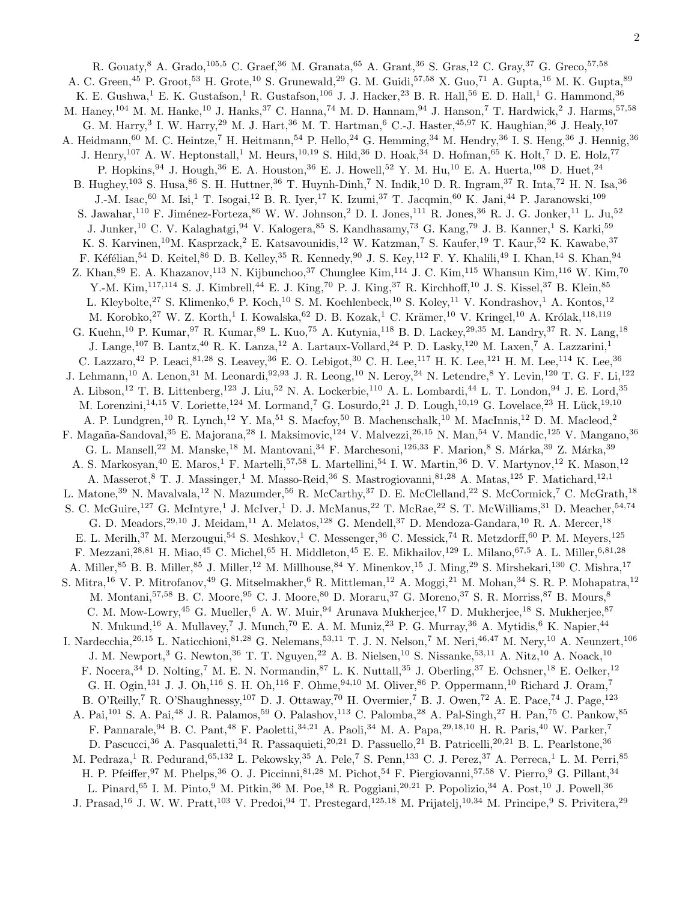R. Gouaty,[8] A. Grado,[105,5] C. Graef,[36] M. Granata,[65] A. Grant,[36] S. Gras,[12] C. Gray,[37] G. Greco,[57,58] A. C. Green,[45] P. Groot,[53] H. Grote,[10] S. Grunewald,[29] G. M. Guidi,[57,58] X. Guo,[71] A. Gupta,[16] M. K. Gupta,[89] K. E. Gushwa,[1] E. K. Gustafson,[1] R. Gustafson,[106] J. J. Hacker,[23] B. R. Hall,[56] E. D. Hall,[1] G. Hammond,[36] M. Haney,[104] M. M. Hanke,[10] J. Hanks,[37] C. Hanna,[74] M. D. Hannam,[94] J. Hanson,[7] T. Hardwick,[2] J. Harms,[57,58] G. M. Harry,[3] I. W. Harry,[29] M. J. Hart,[36] M. T. Hartman,[6] C.-J. Haster,[45,97] K. Haughian,[36] J. Healy,[107] A. Heidmann,[60] M. C. Heintze,[7] H. Heitmann,[54] P. Hello,[24] G. Hemming,[34] M. Hendry,[36] I. S. Heng,[36] J. Hennig,[36] J. Henry,[107] A. W. Heptonstall,[1] M. Heurs,[10,19] S. Hild,[36] D. Hoak,[34] D. Hofman,[65] K. Holt,[7] D. E. Holz,[77] P. Hopkins,[94] J. Hough,[36] E. A. Houston,[36] E. J. Howell,[52] Y. M. Hu,[10] E. A. Huerta,[108] D. Huet,[24] B. Hughey,[103] S. Husa,[86] S. H. Huttner,[36] T. Huynh-Dinh,[7] N. Indik,[10] D. R. Ingram,[37] R. Inta,[72] H. N. Isa,[36] J.-M. Isac,[60] M. Isi,[1] T. Isogai,[12] B. R. Iyer,[17] K. Izumi,[37] T. Jacqmin,[60] K. Jani,[44] P. Jaranowski,[109] S. Jawahar,[110] F. Jiménez-Forteza,[86] W. W. Johnson,[2] D. I. Jones,[111] R. Jones,[36] R. J. G. Jonker,[11] L. Ju,[52] J. Junker,[10] C. V. Kalaghatgi,[94] V. Kalogera,[85] S. Kandhasamy,[73] G. Kang,[79] J. B. Kanner,[1] S. Karki,[59] K. S. Karvinen,[10] M. Kasprzack,[2] E. Katsavounidis,[12] W. Katzman,[7] S. Kaufer,[19] T. Kaur,[52] K. Kawabe,[37] F. Kéfélian,[54] D. Keitel,[86] D. B. Kelley,[35] R. Kennedy,[90] J. S. Key,[112] F. Y. Khalili,[49] I. Khan,[14] S. Khan,[94] Z. Khan,[89] E. A. Khazanov,[113] N. Kijbunchoo,[37] Chunglee Kim,[114] J. C. Kim,[115] Whansun Kim,[116] W. Kim,[70] Y.-M. Kim,[117,114] S. J. Kimbrell,[44] E. J. King,[70] P. J. King,[37] R. Kirchhoff,[10] J. S. Kissel,[37] B. Klein,[85] L. Kleybolte,[27] S. Klimenko,[6] P. Koch,[10] S. M. Koehlenbeck,[10] S. Koley,[11] V. Kondrashov,[1] A. Kontos,[12] M. Korobko,[27] W. Z. Korth,[1] I. Kowalska,[62] D. B. Kozak,[1] C. Krämer,[10] V. Kringel,[10] A. Królak,[118,119] G. Kuehn,[10] P. Kumar,[97] R. Kumar,[89] L. Kuo,[75] A. Kutynia,[118] B. D. Lackey,[29,35] M. Landry,[37] R. N. Lang,[18] J. Lange,[107] B. Lantz,[40] R. K. Lanza,[12] A. Lartaux-Vollard,[24] P. D. Lasky,[120] M. Laxen,[7] A. Lazzarini,[1] C. Lazzaro,[42] P. Leaci,[81,28] S. Leavey,[36] E. O. Lebigot,[30] C. H. Lee,[117] H. K. Lee,[121] H. M. Lee,[114] K. Lee,[36] J. Lehmann,[10] A. Lenon,[31] M. Leonardi,[92,93] J. R. Leong,[10] N. Leroy,[24] N. Letendre,[8] Y. Levin,[120] T. G. F. Li,[122] A. Libson,[12] T. B. Littenberg,[123] J. Liu,[52] N. A. Lockerbie,[110] A. L. Lombardi,[44] L. T. London,[94] J. E. Lord,[35] M. Lorenzini,[14,15] V. Loriette,[124] M. Lormand,[7] G. Losurdo,[21] J. D. Lough,[10,19] G. Lovelace,[23] H. Lück,[19,10] A. P. Lundgren,[10] R. Lynch,[12] Y. Ma,[51] S. Macfoy,[50] B. Machenschalk,[10] M. MacInnis,[12] D. M. Macleod,[2] F. Magaña-Sandoval,[35] E. Majorana,[28] I. Maksimovic,[124] V. Malvezzi,[26,15] N. Man,[54] V. Mandic,[125] V. Mangano,[36] G. L. Mansell,[22] M. Manske,[18] M. Mantovani,[34] F. Marchesoni,[126,33] F. Marion,[8] S. Márka,[39] Z. Márka,[39] A. S. Markosyan,[40] E. Maros,[1] F. Martelli,[57,58] L. Martellini,[54] I. W. Martin,[36] D. V. Martynov,[12] K. Mason,[12] A. Masserot,[8] T. J. Massinger,[1] M. Masso-Reid,[36] S. Mastrogiovanni,[81,28] A. Matas,[125] F. Matichard,[12,1] L. Matone,[39] N. Mavalvala,[12] N. Mazumder,[56] R. McCarthy,[37] D. E. McClelland,[22] S. McCormick,[7] C. McGrath,[18] S. C. McGuire,[127] G. McIntyre,[1] J. McIver,[1] D. J. McManus,[22] T. McRae,[22] S. T. McWilliams,[31] D. Meacher,[54,74] G. D. Meadors,[29,10] J. Meidam,[11] A. Melatos,[128] G. Mendell,[37] D. Mendoza-Gandara,[10] R. A. Mercer,[18] E. L. Merilh,[37] M. Merzougui,[54] S. Meshkov,[1] C. Messenger,[36] C. Messick,[74] R. Metzdorff,[60] P. M. Meyers,[125] F. Mezzani,[28,81] H. Miao,[45] C. Michel,[65] H. Middleton,[45] E. E. Mikhailov,[129] L. Milano,[67,5] A. L. Miller,[6,81,28] A. Miller,[85] B. B. Miller,[85] J. Miller,[12] M. Millhouse,[84] Y. Minenkov,[15] J. Ming,[29] S. Mirshekari,[130] C. Mishra,[17] S. Mitra,[16] V. P. Mitrofanov,[49] G. Mitselmakher,[6] R. Mittleman,[12] A. Moggi,[21] M. Mohan,[34] S. R. P. Mohapatra,[12] M. Montani,[57,58] B. C. Moore,[95] C. J. Moore,[80] D. Moraru,[37] G. Moreno,[37] S. R. Morriss,[87] B. Mours,[8] C. M. Mow-Lowry,[45] G. Mueller,[6] A. W. Muir,[94] Arunava Mukherjee,[17] D. Mukherjee,[18] S. Mukherjee,[87] N. Mukund,[16] A. Mullavey,[7] J. Munch,[70] E. A. M. Muniz,[23] P. G. Murray,[36] A. Mytidis,[6] K. Napier,[44] I. Nardecchia,[26,15] L. Naticchioni,[81,28] G. Nelemans,[53,11] T. J. N. Nelson,[7] M. Neri,[46,47] M. Nery,[10] A. Neunzert,[106] J. M. Newport,[3] G. Newton,[36] T. T. Nguyen,[22] A. B. Nielsen,[10] S. Nissanke,[53,11] A. Nitz,[10] A. Noack,[10] F. Nocera,[34] D. Nolting,[7] M. E. N. Normandin,[87] L. K. Nuttall,[35] J. Oberling,[37] E. Ochsner,[18] E. Oelker,[12] G. H. Ogin,[131] J. J. Oh,[116] S. H. Oh,[116] F. Ohme,[94,10] M. Oliver,[86] P. Oppermann,[10] Richard J. Oram,[7] B. O'Reilly,[7] R. O'Shaughnessy,[107] D. J. Ottaway,[70] H. Overmier,[7] B. J. Owen,[72] A. E. Pace,[74] J. Page,[123] A. Pai,[101] S. A. Pai,[48] J. R. Palamos,[59] O. Palashov,[113] C. Palomba,[28] A. Pal-Singh,[27] H. Pan,[75] C. Pankow,[85] F. Pannarale,[94] B. C. Pant,[48] F. Paoletti,[34,21] A. Paoli,[34] M. A. Papa,[29,18,10] H. R. Paris,[40] W. Parker,[7] D. Pascucci,[36] A. Pasqualetti,[34] R. Passaquieti,[20,21] D. Passuello,[21] B. Patricelli,[20,21] B. L. Pearlstone,[36] M. Pedraza,[1] R. Pedurand,[65,132] L. Pekowsky,[35] A. Pele,[7] S. Penn,[133] C. J. Perez,[37] A. Perreca,[1] L. M. Perri,[85] H. P. Pfeiffer,[97] M. Phelps,[36] O. J. Piccinni,[81,28] M. Pichot,[54] F. Piergiovanni,[57,58] V. Pierro,[9] G. Pillant,[34] L. Pinard,[65] I. M. Pinto,[9] M. Pitkin,[36] M. Poe,[18] R. Poggiani,[20,21] P. Popolizio,[34] A. Post,[10] J. Powell,[36] J. Prasad,[16] J. W. W. Pratt,[103] V. Predoi,[94] T. Prestegard,[125,18] M. Prijatelj,[10,34] M. Principe,[9] S. Privitera,[29]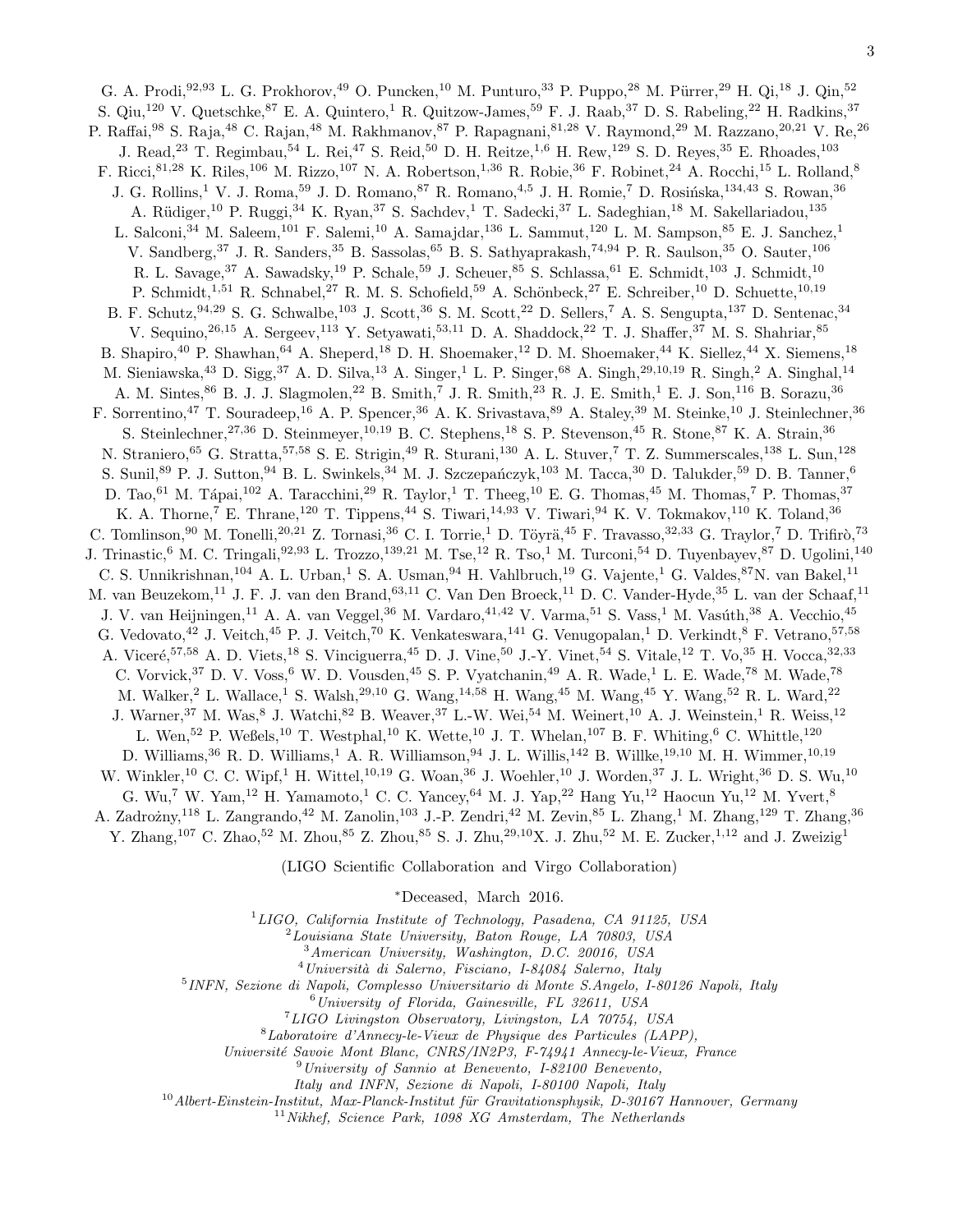G. A. Prodi,[92,93] L. G. Prokhorov,[49] O. Puncken,[10] M. Punturo,[33] P. Puppo,[28] M. Pürrer,[29] H. Qi,[18] J. Qin,[52] S. Qiu,[120] V. Quetschke,[87] E. A. Quintero,[1] R. Quitzow-James,[59] F. J. Raab,[37] D. S. Rabeling,[22] H. Radkins,[37] P. Raffai,[98] S. Raja,[48] C. Rajan,[48] M. Rakhmanov,[87] P. Rapagnani,[81,28] V. Raymond,[29] M. Razzano,[20,21] V. Re,[26] J. Read,[23] T. Regimbau,[54] L. Rei,[47] S. Reid,[50] D. H. Reitze,[1,6] H. Rew,[129] S. D. Reyes,[35] E. Rhoades,[103] F. Ricci,[81,28] K. Riles,[106] M. Rizzo,[107] N. A. Robertson,[1,36] R. Robie,[36] F. Robinet,[24] A. Rocchi,[15] L. Rolland,[8] J. G. Rollins,[1] V. J. Roma,[59] J. D. Romano,[87] R. Romano,[4,5] J. H. Romie,[7] D. Rosińska,[134,43] S. Rowan,[36] A. Rüdiger,[10] P. Ruggi,[34] K. Ryan,[37] S. Sachdev,[1] T. Sadecki,[37] L. Sadeghian,[18] M. Sakellariadou,[135] L. Salconi,[34] M. Saleem,[101] F. Salemi,[10] A. Samajdar,[136] L. Sammut,[120] L. M. Sampson,[85] E. J. Sanchez,[1] V. Sandberg,[37] J. R. Sanders,[35] B. Sassolas,[65] B. S. Sathyaprakash,[74,94] P. R. Saulson,[35] O. Sauter,[106] R. L. Savage,[37] A. Sawadsky,[19] P. Schale,[59] J. Scheuer,[85] S. Schlassa,[61] E. Schmidt,[103] J. Schmidt,[10] P. Schmidt,[1,51] R. Schnabel,[27] R. M. S. Schofield,[59] A. Schönbeck,[27] E. Schreiber,[10] D. Schuette,[10,19] B. F. Schutz,[94,29] S. G. Schwalbe,[103] J. Scott,[36] S. M. Scott,[22] D. Sellers,[7] A. S. Sengupta,[137] D. Sentenac,[34] V. Sequino,[26,15] A. Sergeev,[113] Y. Setyawati,[53,11] D. A. Shaddock,[22] T. J. Shaffer,[37] M. S. Shahriar,[85] B. Shapiro,[40] P. Shawhan,[64] A. Sheperd,[18] D. H. Shoemaker,[12] D. M. Shoemaker,[44] K. Siellez,[44] X. Siemens,[18] M. Sieniawska,[43] D. Sigg,[37] A. D. Silva,[13] A. Singer,[1] L. P. Singer,[68] A. Singh,[29,10,19] R. Singh,[2] A. Singhal,[14] A. M. Sintes,[86] B. J. J. Slagmolen,[22] B. Smith,[7] J. R. Smith,[23] R. J. E. Smith,[1] E. J. Son,[116] B. Sorazu,[36] F. Sorrentino,[47] T. Souradeep,[16] A. P. Spencer,[36] A. K. Srivastava,[89] A. Staley,[39] M. Steinke,[10] J. Steinlechner,[36] S. Steinlechner,[27,36] D. Steinmeyer,[10,19] B. C. Stephens,[18] S. P. Stevenson,[45] R. Stone,[87] K. A. Strain,[36] N. Straniero,[65] G. Stratta,[57,58] S. E. Strigin,[49] R. Sturani,[130] A. L. Stuver,[7] T. Z. Summerscales,[138] L. Sun,[128] S. Sunil,[89] P. J. Sutton,[94] B. L. Swinkels,[34] M. J. Szczepańczyk,[103] M. Tacca,[30] D. Talukder,[59] D. B. Tanner,[6] D. Tao,[61] M. Tápai,[102] A. Taracchini,[29] R. Taylor,[1] T. Theeg,[10] E. G. Thomas,[45] M. Thomas,[7] P. Thomas,[37] K. A. Thorne,[7] K. S. Thorne,[74] E. Thrane,[120] T. Tippens,[44] S. Tiwari,[14,93] V. Tiwari,[94] K. V. Tokmakov,[110] K. Toland,[36] C. Tomlinson,[90] M. Tonelli,[20,21] Z. Tornasi,[36] C. I. Torrie,[1] D. Töyrä,[45] F. Travasso,[32,33] G. Traylor,[7] D. Trifirò,[73] J. Trinastic,[6] M. C. Tringali,[92,93] L. Trozzo,[139,21] M. Tse,[12] R. Tso,[1] M. Turconi,[54] D. Tuyenbayev,[87] D. Ugolini,[140] C. S. Unnikrishnan,[104] A. L. Urban,[1] S. A. Usman,[94] H. Vahlbruch,[19] G. Vajente,[1] G. Valdes,[87] N. van Bakel,[11] M. van Beuzekom,[11] J. F. J. van den Brand,[63,11] C. Van Den Broeck,[11] D. C. Vander-Hyde,[35] L. van der Schaaf,[11] J. V. van Heijningen,[11] A. A. van Veggel,[36] M. Vardaro,[41,42] V. Varma,[51] S. Vass,[1] M. Vasúth,[38] A. Vecchio,[45] G. Vedovato,[42] J. Veitch,[45] P. J. Veitch,[70] K. Venkateswara,[141] G. Venugopalan,[1] D. Verkindt,[8] F. Vetrano,[57,58] A. Viceré,[57,58] A. D. Viets,[18] S. Vinciguerra,[45] D. J. Vine,[50] J.-Y. Vinet,[54] S. Vitale,[12] T. Vo,[35] H. Vocca,[32,33] C. Vorvick,[37] D. V. Voss,[6] W. D. Vousden,[45] S. P. Vyatchanin,[49] A. R. Wade,[1] L. E. Wade,[78] M. Wade,[78] M. Walker,[2] L. Wallace,[1] S. Walsh,[29,10] G. Wang,[14,58] H. Wang,[45] M. Wang,[45] Y. Wang,[52] R. L. Ward,[22] J. Warner,[37] M. Was,[8] J. Watchi,[82] B. Weaver,[37] L.-W. Wei,[54] M. Weinert,[10] A. J. Weinstein,[1] R. Weiss,[12] L. Wen,[52] P. Weßels,[10] T. Westphal,[10] K. Wette,[10] J. T. Whelan,[107] B. F. Whiting,[6] C. Whittle,[120] D. Williams,[36] R. D. Williams,[1] A. R. Williamson,[94] J. L. Willis,[142] B. Willke,[19,10] M. H. Wimmer,[10,19] W. Winkler,[10] C. C. Wipf,[1] H. Wittel,[10,19] G. Woan,[36] J. Woehler,[10] J. Worden,[37] J. L. Wright,[36] D. S. Wu,[10] G. Wu,[7] W. Yam,[12] H. Yamamoto,[1] C. C. Yancey,[64] M. J. Yap,[22] Hang Yu,[12] Haocun Yu,[12] M. Yvert,[8] A. Zadrożny,[118] L. Zangrando,[42] M. Zanolin,[103] J.-P. Zendri,[42] M. Zevin,[85] L. Zhang,[1] M. Zhang,[129] T. Zhang,[36] Y. Zhang,[107] C. Zhao,[52] M. Zhou,[85] Z. Zhou,[85] S. J. Zhu,[29,10] X. J. Zhu,[52] M. E. Zucker,[1,12] and J. Zweizig[1]

(LIGO Scientific Collaboration and Virgo Collaboration)

*Deceased, March 2016.

[1] *LIGO, California Institute of Technology, Pasadena, CA 91125, USA*
[2] *Louisiana State University, Baton Rouge, LA 70803, USA*
[3] *American University, Washington, D.C. 20016, USA*
[4] *Università di Salerno, Fisciano, I-84084 Salerno, Italy*
[5] *INFN, Sezione di Napoli, Complesso Universitario di Monte S.Angelo, I-80126 Napoli, Italy*
[6] *University of Florida, Gainesville, FL 32611, USA*
[7] *LIGO Livingston Observatory, Livingston, LA 70754, USA*
[8] *Laboratoire d'Annecy-le-Vieux de Physique des Particules (LAPP), Université Savoie Mont Blanc, CNRS/IN2P3, F-74941 Annecy-le-Vieux, France*
[9] *University of Sannio at Benevento, I-82100 Benevento, Italy and INFN, Sezione di Napoli, I-80100 Napoli, Italy*
[10] *Albert-Einstein-Institut, Max-Planck-Institut für Gravitationsphysik, D-30167 Hannover, Germany*
[11] *Nikhef, Science Park, 1098 XG Amsterdam, The Netherlands*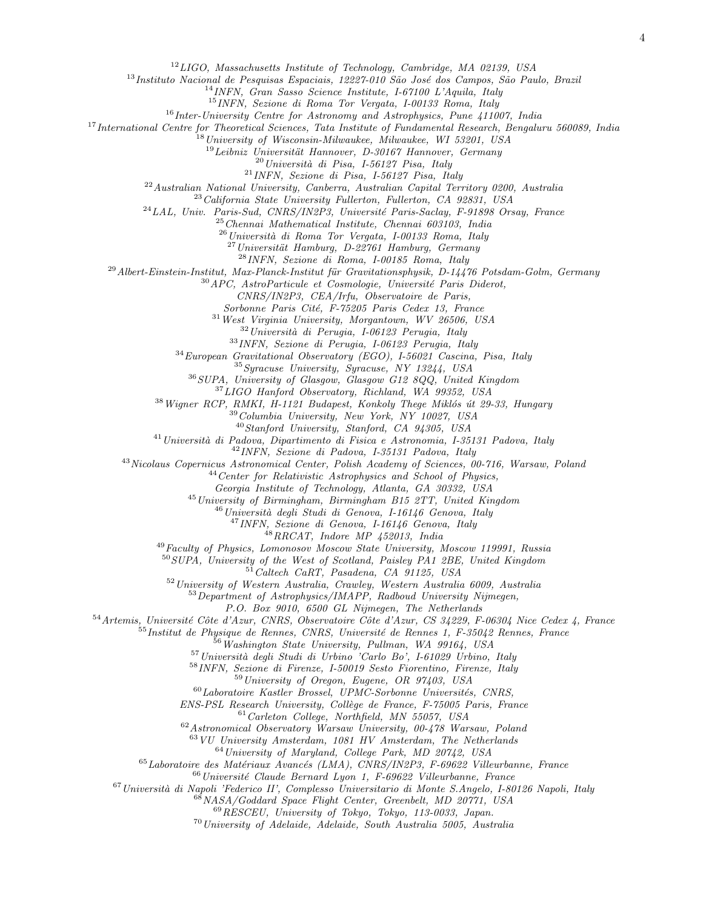[12]LIGO, Massachusetts Institute of Technology, Cambridge, MA 02139, USA
[13]Instituto Nacional de Pesquisas Espaciais, 12227-010 São José dos Campos, São Paulo, Brazil
[14]INFN, Gran Sasso Science Institute, I-67100 L'Aquila, Italy
[15]INFN, Sezione di Roma Tor Vergata, I-00133 Roma, Italy
[16]Inter-University Centre for Astronomy and Astrophysics, Pune 411007, India
[17]International Centre for Theoretical Sciences, Tata Institute of Fundamental Research, Bengaluru 560089, India
[18]University of Wisconsin-Milwaukee, Milwaukee, WI 53201, USA
[19]Leibniz Universität Hannover, D-30167 Hannover, Germany
[20]Università di Pisa, I-56127 Pisa, Italy
[21]INFN, Sezione di Pisa, I-56127 Pisa, Italy
[22]Australian National University, Canberra, Australian Capital Territory 0200, Australia
[23]California State University Fullerton, Fullerton, CA 92831, USA
[24]LAL, Univ. Paris-Sud, CNRS/IN2P3, Université Paris-Saclay, F-91898 Orsay, France
[25]Chennai Mathematical Institute, Chennai 603103, India
[26]Università di Roma Tor Vergata, I-00133 Roma, Italy
[27]Universität Hamburg, D-22761 Hamburg, Germany
[28]INFN, Sezione di Roma, I-00185 Roma, Italy
[29]Albert-Einstein-Institut, Max-Planck-Institut für Gravitationsphysik, D-14476 Potsdam-Golm, Germany
[30]APC, AstroParticule et Cosmologie, Université Paris Diderot, CNRS/IN2P3, CEA/Irfu, Observatoire de Paris, Sorbonne Paris Cité, F-75205 Paris Cedex 13, France
[31]West Virginia University, Morgantown, WV 26506, USA
[32]Università di Perugia, I-06123 Perugia, Italy
[33]INFN, Sezione di Perugia, I-06123 Perugia, Italy
[34]European Gravitational Observatory (EGO), I-56021 Cascina, Pisa, Italy
[35]Syracuse University, Syracuse, NY 13244, USA
[36]SUPA, University of Glasgow, Glasgow G12 8QQ, United Kingdom
[37]LIGO Hanford Observatory, Richland, WA 99352, USA
[38]Wigner RCP, RMKI, H-1121 Budapest, Konkoly Thege Miklós út 29-33, Hungary
[39]Columbia University, New York, NY 10027, USA
[40]Stanford University, Stanford, CA 94305, USA
[41]Università di Padova, Dipartimento di Fisica e Astronomia, I-35131 Padova, Italy
[42]INFN, Sezione di Padova, I-35131 Padova, Italy
[43]Nicolaus Copernicus Astronomical Center, Polish Academy of Sciences, 00-716, Warsaw, Poland
[44]Center for Relativistic Astrophysics and School of Physics, Georgia Institute of Technology, Atlanta, GA 30332, USA
[45]University of Birmingham, Birmingham B15 2TT, United Kingdom
[46]Università degli Studi di Genova, I-16146 Genova, Italy
[47]INFN, Sezione di Genova, I-16146 Genova, Italy
[48]RRCAT, Indore MP 452013, India
[49]Faculty of Physics, Lomonosov Moscow State University, Moscow 119991, Russia
[50]SUPA, University of the West of Scotland, Paisley PA1 2BE, United Kingdom
[51]Caltech CaRT, Pasadena, CA 91125, USA
[52]University of Western Australia, Crawley, Western Australia 6009, Australia
[53]Department of Astrophysics/IMAPP, Radboud University Nijmegen, P.O. Box 9010, 6500 GL Nijmegen, The Netherlands
[54]Artemis, Université Côte d'Azur, CNRS, Observatoire Côte d'Azur, CS 34229, F-06304 Nice Cedex 4, France
[55]Institut de Physique de Rennes, CNRS, Université de Rennes 1, F-35042 Rennes, France
[56]Washington State University, Pullman, WA 99164, USA
[57]Università degli Studi di Urbino 'Carlo Bo', I-61029 Urbino, Italy
[58]INFN, Sezione di Firenze, I-50019 Sesto Fiorentino, Firenze, Italy
[59]University of Oregon, Eugene, OR 97403, USA
[60]Laboratoire Kastler Brossel, UPMC-Sorbonne Universités, CNRS, ENS-PSL Research University, Collège de France, F-75005 Paris, France
[61]Carleton College, Northfield, MN 55057, USA
[62]Astronomical Observatory Warsaw University, 00-478 Warsaw, Poland
[63]VU University Amsterdam, 1081 HV Amsterdam, The Netherlands
[64]University of Maryland, College Park, MD 20742, USA
[65]Laboratoire des Matériaux Avancés (LMA), CNRS/IN2P3, F-69622 Villeurbanne, France
[66]Université Claude Bernard Lyon 1, F-69622 Villeurbanne, France
[67]Università di Napoli 'Federico II', Complesso Universitario di Monte S.Angelo, I-80126 Napoli, Italy
[68]NASA/Goddard Space Flight Center, Greenbelt, MD 20771, USA
[69]RESCEU, University of Tokyo, Tokyo, 113-0033, Japan.
[70]University of Adelaide, Adelaide, South Australia 5005, Australia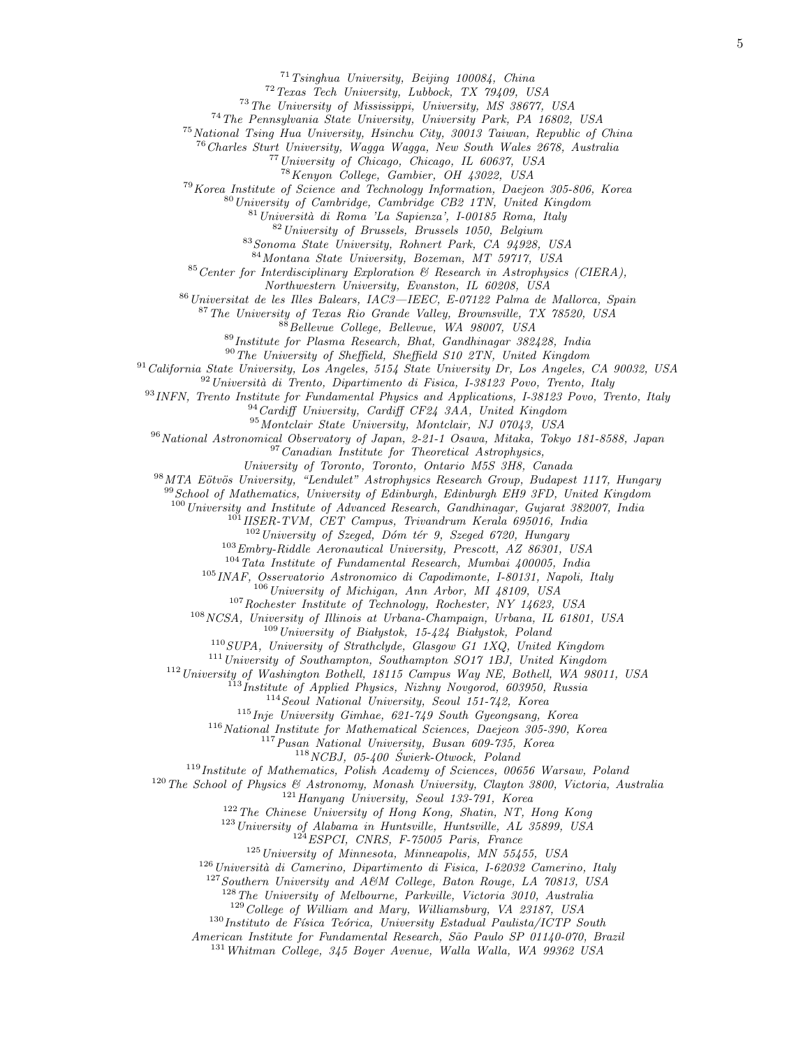[71] *Tsinghua University, Beijing 100084, China*
[72] *Texas Tech University, Lubbock, TX 79409, USA*
[73] *The University of Mississippi, University, MS 38677, USA*
[74] *The Pennsylvania State University, University Park, PA 16802, USA*
[75] *National Tsing Hua University, Hsinchu City, 30013 Taiwan, Republic of China*
[76] *Charles Sturt University, Wagga Wagga, New South Wales 2678, Australia*
[77] *University of Chicago, Chicago, IL 60637, USA*
[78] *Kenyon College, Gambier, OH 43022, USA*
[79] *Korea Institute of Science and Technology Information, Daejeon 305-806, Korea*
[80] *University of Cambridge, Cambridge CB2 1TN, United Kingdom*
[81] *Università di Roma 'La Sapienza', I-00185 Roma, Italy*
[82] *University of Brussels, Brussels 1050, Belgium*
[83] *Sonoma State University, Rohnert Park, CA 94928, USA*
[84] *Montana State University, Bozeman, MT 59717, USA*
[85] *Center for Interdisciplinary Exploration & Research in Astrophysics (CIERA), Northwestern University, Evanston, IL 60208, USA*
[86] *Universitat de les Illes Balears, IAC3—IEEC, E-07122 Palma de Mallorca, Spain*
[87] *The University of Texas Rio Grande Valley, Brownsville, TX 78520, USA*
[88] *Bellevue College, Bellevue, WA 98007, USA*
[89] *Institute for Plasma Research, Bhat, Gandhinagar 382428, India*
[90] *The University of Sheffield, Sheffield S10 2TN, United Kingdom*
[91] *California State University, Los Angeles, 5154 State University Dr, Los Angeles, CA 90032, USA*
[92] *Università di Trento, Dipartimento di Fisica, I-38123 Povo, Trento, Italy*
[93] *INFN, Trento Institute for Fundamental Physics and Applications, I-38123 Povo, Trento, Italy*
[94] *Cardiff University, Cardiff CF24 3AA, United Kingdom*
[95] *Montclair State University, Montclair, NJ 07043, USA*
[96] *National Astronomical Observatory of Japan, 2-21-1 Osawa, Mitaka, Tokyo 181-8588, Japan*
[97] *Canadian Institute for Theoretical Astrophysics, University of Toronto, Toronto, Ontario M5S 3H8, Canada*
[98] *MTA Eötvös University, "Lendulet" Astrophysics Research Group, Budapest 1117, Hungary*
[99] *School of Mathematics, University of Edinburgh, Edinburgh EH9 3FD, United Kingdom*
[100] *University and Institute of Advanced Research, Gandhinagar, Gujarat 382007, India*
[101] *IISER-TVM, CET Campus, Trivandrum Kerala 695016, India*
[102] *University of Szeged, Dóm tér 9, Szeged 6720, Hungary*
[103] *Embry-Riddle Aeronautical University, Prescott, AZ 86301, USA*
[104] *Tata Institute of Fundamental Research, Mumbai 400005, India*
[105] *INAF, Osservatorio Astronomico di Capodimonte, I-80131, Napoli, Italy*
[106] *University of Michigan, Ann Arbor, MI 48109, USA*
[107] *Rochester Institute of Technology, Rochester, NY 14623, USA*
[108] *NCSA, University of Illinois at Urbana-Champaign, Urbana, IL 61801, USA*
[109] *University of Białystok, 15-424 Białystok, Poland*
[110] *SUPA, University of Strathclyde, Glasgow G1 1XQ, United Kingdom*
[111] *University of Southampton, Southampton SO17 1BJ, United Kingdom*
[112] *University of Washington Bothell, 18115 Campus Way NE, Bothell, WA 98011, USA*
[113] *Institute of Applied Physics, Nizhny Novgorod, 603950, Russia*
[114] *Seoul National University, Seoul 151-742, Korea*
[115] *Inje University Gimhae, 621-749 South Gyeongsang, Korea*
[116] *National Institute for Mathematical Sciences, Daejeon 305-390, Korea*
[117] *Pusan National University, Busan 609-735, Korea*
[118] *NCBJ, 05-400 Świerk-Otwock, Poland*
[119] *Institute of Mathematics, Polish Academy of Sciences, 00656 Warsaw, Poland*
[120] *The School of Physics & Astronomy, Monash University, Clayton 3800, Victoria, Australia*
[121] *Hanyang University, Seoul 133-791, Korea*
[122] *The Chinese University of Hong Kong, Shatin, NT, Hong Kong*
[123] *University of Alabama in Huntsville, Huntsville, AL 35899, USA*
[124] *ESPCI, CNRS, F-75005 Paris, France*
[125] *University of Minnesota, Minneapolis, MN 55455, USA*
[126] *Università di Camerino, Dipartimento di Fisica, I-62032 Camerino, Italy*
[127] *Southern University and A&M College, Baton Rouge, LA 70813, USA*
[128] *The University of Melbourne, Parkville, Victoria 3010, Australia*
[129] *College of William and Mary, Williamsburg, VA 23187, USA*
[130] *Instituto de Física Teórica, University Estadual Paulista/ICTP South American Institute for Fundamental Research, São Paulo SP 01140-070, Brazil*
[131] *Whitman College, 345 Boyer Avenue, Walla Walla, WA 99362 USA*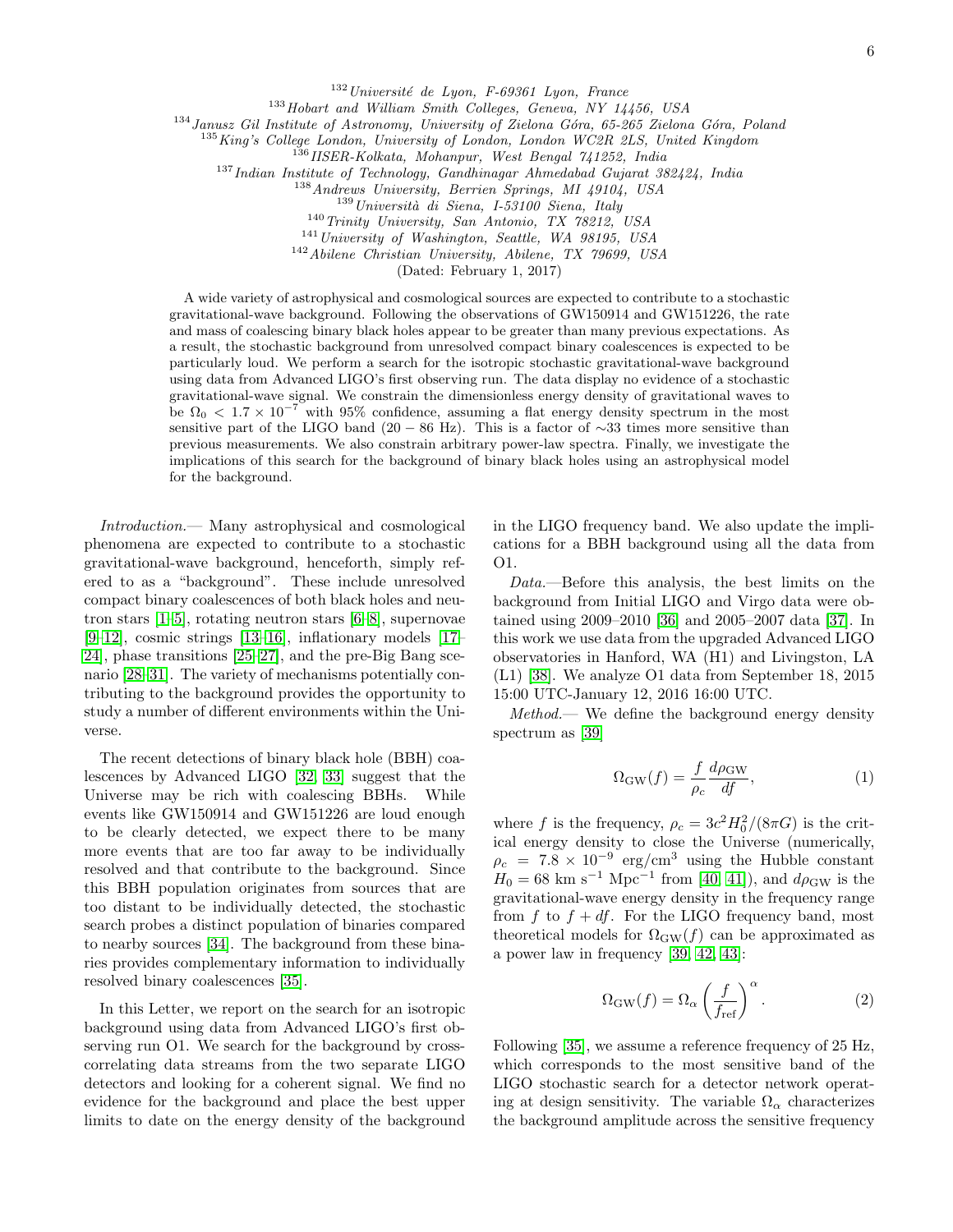[132] Université de Lyon, F-69361 Lyon, France
[133] Hobart and William Smith Colleges, Geneva, NY 14456, USA
[134] Janusz Gil Institute of Astronomy, University of Zielona Góra, 65-265 Zielona Góra, Poland
[135] King's College London, University of London, London WC2R 2LS, United Kingdom
[136] IISER-Kolkata, Mohanpur, West Bengal 741252, India
[137] Indian Institute of Technology, Gandhinagar Ahmedabad Gujarat 382424, India
[138] Andrews University, Berrien Springs, MI 49104, USA
[139] Università di Siena, I-53100 Siena, Italy
[140] Trinity University, San Antonio, TX 78212, USA
[141] University of Washington, Seattle, WA 98195, USA
[142] Abilene Christian University, Abilene, TX 79699, USA
(Dated: February 1, 2017)

A wide variety of astrophysical and cosmological sources are expected to contribute to a stochastic gravitational-wave background. Following the observations of GW150914 and GW151226, the rate and mass of coalescing binary black holes appear to be greater than many previous expectations. As a result, the stochastic background from unresolved compact binary coalescences is expected to be particularly loud. We perform a search for the isotropic stochastic gravitational-wave background using data from Advanced LIGO's first observing run. The data display no evidence of a stochastic gravitational-wave signal. We constrain the dimensionless energy density of gravitational waves to be $\Omega_0 < 1.7 \times 10^{-7}$ with 95% confidence, assuming a flat energy density spectrum in the most sensitive part of the LIGO band ($20 - 86$ Hz). This is a factor of $\sim$33 times more sensitive than previous measurements. We also constrain arbitrary power-law spectra. Finally, we investigate the implications of this search for the background of binary black holes using an astrophysical model for the background.

*Introduction.*— Many astrophysical and cosmological phenomena are expected to contribute to a stochastic gravitational-wave background, henceforth, simply referred to as a "background". These include unresolved compact binary coalescences of both black holes and neutron stars [1–5], rotating neutron stars [6–8], supernovae [9–12], cosmic strings [13–16], inflationary models [17–24], phase transitions [25–27], and the pre-Big Bang scenario [28–31]. The variety of mechanisms potentially contributing to the background provides the opportunity to study a number of different environments within the Universe.

The recent detections of binary black hole (BBH) coalescences by Advanced LIGO [32, 33] suggest that the Universe may be rich with coalescing BBHs. While events like GW150914 and GW151226 are loud enough to be clearly detected, we expect there to be many more events that are too far away to be individually resolved and that contribute to the background. Since this BBH population originates from sources that are too distant to be individually detected, the stochastic search probes a distinct population of binaries compared to nearby sources [34]. The background from these binaries provides complementary information to individually resolved binary coalescences [35].

In this Letter, we report on the search for an isotropic background using data from Advanced LIGO's first observing run O1. We search for the background by cross-correlating data streams from the two separate LIGO detectors and looking for a coherent signal. We find no evidence for the background and place the best upper limits to date on the energy density of the background in the LIGO frequency band. We also update the implications for a BBH background using all the data from O1.

*Data.*—Before this analysis, the best limits on the background from Initial LIGO and Virgo data were obtained using 2009–2010 [36] and 2005–2007 data [37]. In this work we use data from the upgraded Advanced LIGO observatories in Hanford, WA (H1) and Livingston, LA (L1) [38]. We analyze O1 data from September 18, 2015 15:00 UTC-January 12, 2016 16:00 UTC.

*Method.*— We define the background energy density spectrum as [39]

$$\Omega_{\rm GW}(f) = \frac{f}{\rho_c}\frac{d\rho_{\rm GW}}{df}, \tag{1}$$

where $f$ is the frequency, $\rho_c = 3c^2H_0^2/(8\pi G)$ is the critical energy density to close the Universe (numerically, $\rho_c = 7.8 \times 10^{-9}$ erg/cm$^3$ using the Hubble constant $H_0 = 68$ km s$^{-1}$ Mpc$^{-1}$ from [40, 41]), and $d\rho_{\rm GW}$ is the gravitational-wave energy density in the frequency range from $f$ to $f + df$. For the LIGO frequency band, most theoretical models for $\Omega_{\rm GW}(f)$ can be approximated as a power law in frequency [39, 42, 43]:

$$\Omega_{\rm GW}(f) = \Omega_\alpha \left(\frac{f}{f_{\rm ref}}\right)^\alpha. \tag{2}$$

Following [35], we assume a reference frequency of 25 Hz, which corresponds to the most sensitive band of the LIGO stochastic search for a detector network operating at design sensitivity. The variable $\Omega_\alpha$ characterizes the background amplitude across the sensitive frequency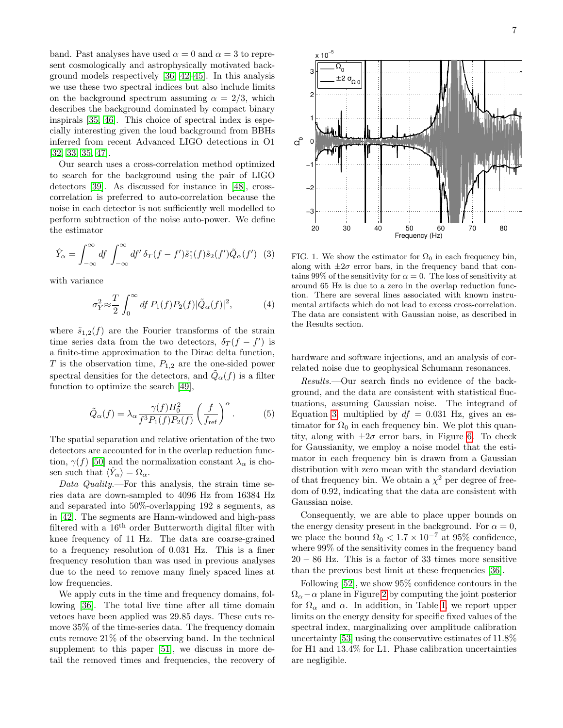band. Past analyses have used $\alpha = 0$ and $\alpha = 3$ to represent cosmologically and astrophysically motivated background models respectively [36, 42–45]. In this analysis we use these two spectral indices but also include limits on the background spectrum assuming $\alpha = 2/3$, which describes the background dominated by compact binary inspirals [35, 46]. This choice of spectral index is especially interesting given the loud background from BBHs inferred from recent Advanced LIGO detections in O1 [32, 33, 35, 47].

Our search uses a cross-correlation method optimized to search for the background using the pair of LIGO detectors [39]. As discussed for instance in [48], cross-correlation is preferred to auto-correlation because the noise in each detector is not sufficiently well modelled to perform subtraction of the noise auto-power. We define the estimator

$$\hat{Y}_\alpha = \int_{-\infty}^{\infty} df \int_{-\infty}^{\infty} df' \, \delta_T(f - f') \tilde{s}_1^*(f) \tilde{s}_2(f') \tilde{Q}_\alpha(f') \quad (3)$$

with variance

$$\sigma_Y^2 \approx \frac{T}{2} \int_0^\infty df \, P_1(f) P_2(f) |\tilde{Q}_\alpha(f)|^2, \quad (4)$$

where $\tilde{s}_{1,2}(f)$ are the Fourier transforms of the strain time series data from the two detectors, $\delta_T(f - f')$ is a finite-time approximation to the Dirac delta function, $T$ is the observation time, $P_{1,2}$ are the one-sided power spectral densities for the detectors, and $\tilde{Q}_\alpha(f)$ is a filter function to optimize the search [49],

$$\tilde{Q}_\alpha(f) = \lambda_\alpha \frac{\gamma(f) H_0^2}{f^3 P_1(f) P_2(f)} \left(\frac{f}{f_{\rm ref}}\right)^\alpha. \quad (5)$$

The spatial separation and relative orientation of the two detectors are accounted for in the overlap reduction function, $\gamma(f)$ [50] and the normalization constant $\lambda_\alpha$ is chosen such that $\langle \hat{Y}_\alpha \rangle = \Omega_\alpha$.

*Data Quality.*—For this analysis, the strain time series data are down-sampled to 4096 Hz from 16384 Hz and separated into 50%-overlapping 192 s segments, as in [42]. The segments are Hann-windowed and high-pass filtered with a 16$^{\rm th}$ order Butterworth digital filter with knee frequency of 11 Hz. The data are coarse-grained to a frequency resolution of 0.031 Hz. This is a finer frequency resolution than was used in previous analyses due to the need to remove many finely spaced lines at low frequencies.

We apply cuts in the time and frequency domains, following [36]. The total live time after all time domain vetoes have been applied was 29.85 days. These cuts remove 35% of the time-series data. The frequency domain cuts remove 21% of the observing band. In the technical supplement to this paper [51], we discuss in more detail the removed times and frequencies, the recovery of hardware and software injections, and an analysis of correlated noise due to geophysical Schumann resonances.

FIG. 1. We show the estimator for $\Omega_0$ in each frequency bin, along with $\pm 2\sigma$ error bars, in the frequency band that contains 99% of the sensitivity for $\alpha = 0$. The loss of sensitivity at around 65 Hz is due to a zero in the overlap reduction function. There are several lines associated with known instrumental artifacts which do not lead to excess cross-correlation. The data are consistent with Gaussian noise, as described in the Results section.

*Results.*—Our search finds no evidence of the background, and the data are consistent with statistical fluctuations, assuming Gaussian noise. The integrand of Equation 3, multiplied by $df = 0.031$ Hz, gives an estimator for $\Omega_0$ in each frequency bin. We plot this quantity, along with $\pm 2\sigma$ error bars, in Figure 6. To check for Gaussianity, we employ a noise model that the estimator in each frequency bin is drawn from a Gaussian distribution with zero mean with the standard deviation of that frequency bin. We obtain a $\chi^2$ per degree of freedom of 0.92, indicating that the data are consistent with Gaussian noise.

Consequently, we are able to place upper bounds on the energy density present in the background. For $\alpha = 0$, we place the bound $\Omega_0 < 1.7 \times 10^{-7}$ at 95% confidence, where 99% of the sensitivity comes in the frequency band $20 - 86$ Hz. This is a factor of 33 times more sensitive than the previous best limit at these frequencies [36].

Following [52], we show 95% confidence contours in the $\Omega_\alpha - \alpha$ plane in Figure 2 by computing the joint posterior for $\Omega_\alpha$ and $\alpha$. In addition, in Table I, we report upper limits on the energy density for specific fixed values of the spectral index, marginalizing over amplitude calibration uncertainty [53] using the conservative estimates of 11.8% for H1 and 13.4% for L1. Phase calibration uncertainties are negligible.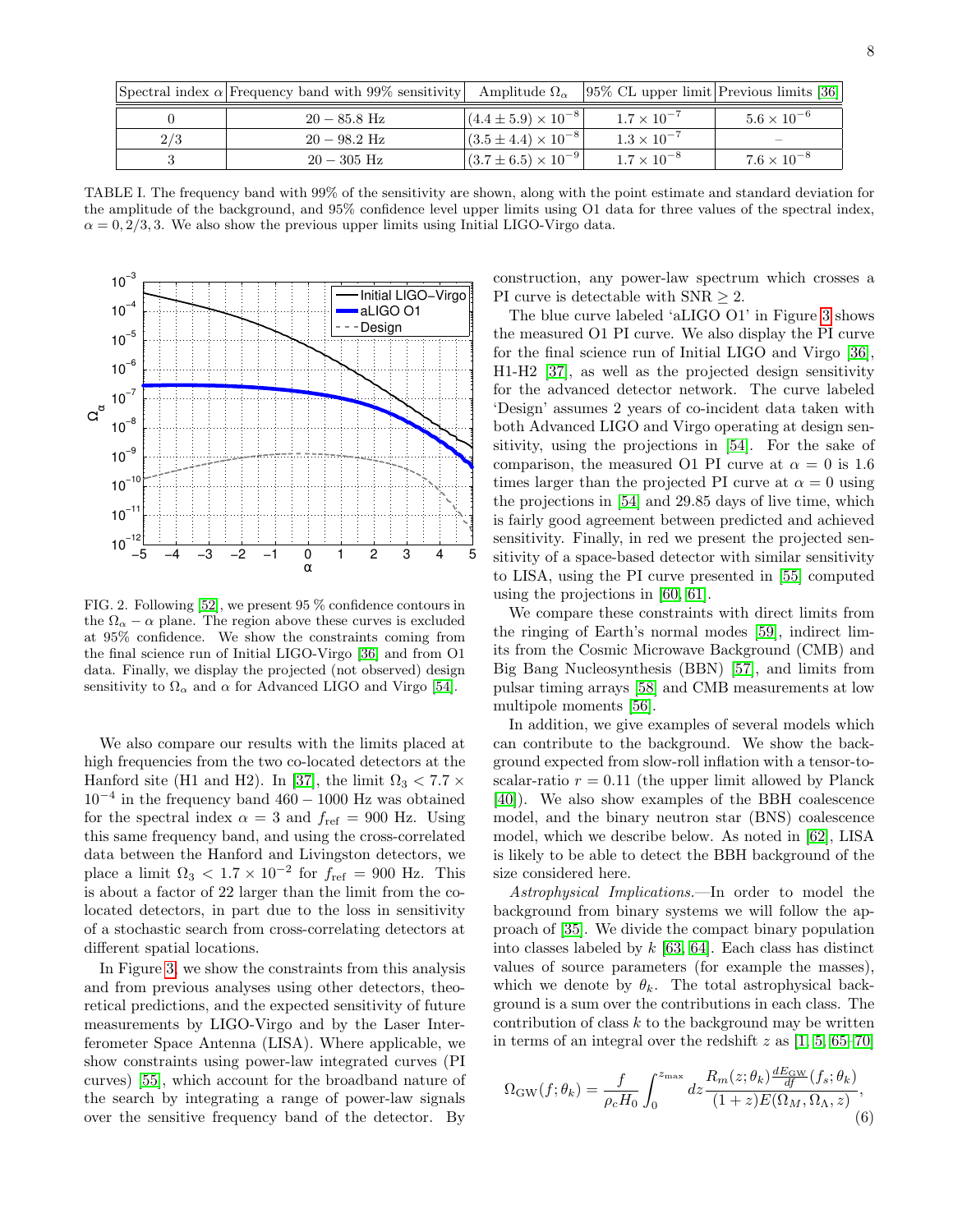| Spectral index $\alpha$ | Frequency band with 99% sensitivity | Amplitude $\Omega_\alpha$ | 95% CL upper limit | Previous limits [36] |
|---|---|---|---|---|
| 0 | $20 - 85.8$ Hz | $(4.4 \pm 5.9) \times 10^{-8}$ | $1.7 \times 10^{-7}$ | $5.6 \times 10^{-6}$ |
| $2/3$ | $20 - 98.2$ Hz | $(3.5 \pm 4.4) \times 10^{-8}$ | $1.3 \times 10^{-7}$ | – |
| 3 | $20 - 305$ Hz | $(3.7 \pm 6.5) \times 10^{-9}$ | $1.7 \times 10^{-8}$ | $7.6 \times 10^{-8}$ |

TABLE I. The frequency band with 99% of the sensitivity are shown, along with the point estimate and standard deviation for the amplitude of the background, and 95% confidence level upper limits using O1 data for three values of the spectral index, $\alpha = 0, 2/3, 3$. We also show the previous upper limits using Initial LIGO-Virgo data.

FIG. 2. Following [52], we present 95 % confidence contours in the $\Omega_\alpha - \alpha$ plane. The region above these curves is excluded at 95% confidence. We show the constraints coming from the final science run of Initial LIGO-Virgo [36] and from O1 data. Finally, we display the projected (not observed) design sensitivity to $\Omega_\alpha$ and $\alpha$ for Advanced LIGO and Virgo [54].

We also compare our results with the limits placed at high frequencies from the two co-located detectors at the Hanford site (H1 and H2). In [37], the limit $\Omega_3 < 7.7 \times 10^{-4}$ in the frequency band $460 - 1000$ Hz was obtained for the spectral index $\alpha = 3$ and $f_{\rm ref} = 900$ Hz. Using this same frequency band, and using the cross-correlated data between the Hanford and Livingston detectors, we place a limit $\Omega_3 < 1.7 \times 10^{-2}$ for $f_{\rm ref} = 900$ Hz. This is about a factor of 22 larger than the limit from the co-located detectors, in part due to the loss in sensitivity of a stochastic search from cross-correlating detectors at different spatial locations.

In Figure 3, we show the constraints from this analysis and from previous analyses using other detectors, theoretical predictions, and the expected sensitivity of future measurements by LIGO-Virgo and by the Laser Interferometer Space Antenna (LISA). Where applicable, we show constraints using power-law integrated curves (PI curves) [55], which account for the broadband nature of the search by integrating a range of power-law signals over the sensitive frequency band of the detector. By construction, any power-law spectrum which crosses a PI curve is detectable with SNR $\geq 2$.

The blue curve labeled 'aLIGO O1' in Figure 3 shows the measured O1 PI curve. We also display the PI curve for the final science run of Initial LIGO and Virgo [36], H1-H2 [37], as well as the projected design sensitivity for the advanced detector network. The curve labeled 'Design' assumes 2 years of co-incident data taken with both Advanced LIGO and Virgo operating at design sensitivity, using the projections in [54]. For the sake of comparison, the measured O1 PI curve at $\alpha = 0$ is 1.6 times larger than the projected PI curve at $\alpha = 0$ using the projections in [54] and 29.85 days of live time, which is fairly good agreement between predicted and achieved sensitivity. Finally, in red we present the projected sensitivity of a space-based detector with similar sensitivity to LISA, using the PI curve presented in [55] computed using the projections in [60, 61].

We compare these constraints with direct limits from the ringing of Earth's normal modes [59], indirect limits from the Cosmic Microwave Background (CMB) and Big Bang Nucleosynthesis (BBN) [57], and limits from pulsar timing arrays [58] and CMB measurements at low multipole moments [56].

In addition, we give examples of several models which can contribute to the background. We show the background expected from slow-roll inflation with a tensor-to-scalar-ratio $r = 0.11$ (the upper limit allowed by Planck [40]). We also show examples of the BBH coalescence model, and the binary neutron star (BNS) coalescence model, which we describe below. As noted in [62], LISA is likely to be able to detect the BBH background of the size considered here.

*Astrophysical Implications.*—In order to model the background from binary systems we will follow the approach of [35]. We divide the compact binary population into classes labeled by $k$ [63, 64]. Each class has distinct values of source parameters (for example the masses), which we denote by $\theta_k$. The total astrophysical background is a sum over the contributions in each class. The contribution of class $k$ to the background may be written in terms of an integral over the redshift $z$ as [1, 5, 65–70]

$$\Omega_{\rm GW}(f;\theta_k) = \frac{f}{\rho_c H_0} \int_0^{z_{\rm max}} dz \frac{R_m(z;\theta_k) \frac{dE_{\rm GW}}{df}(f_s;\theta_k)}{(1+z)E(\Omega_M, \Omega_\Lambda, z)}, \tag{6}$$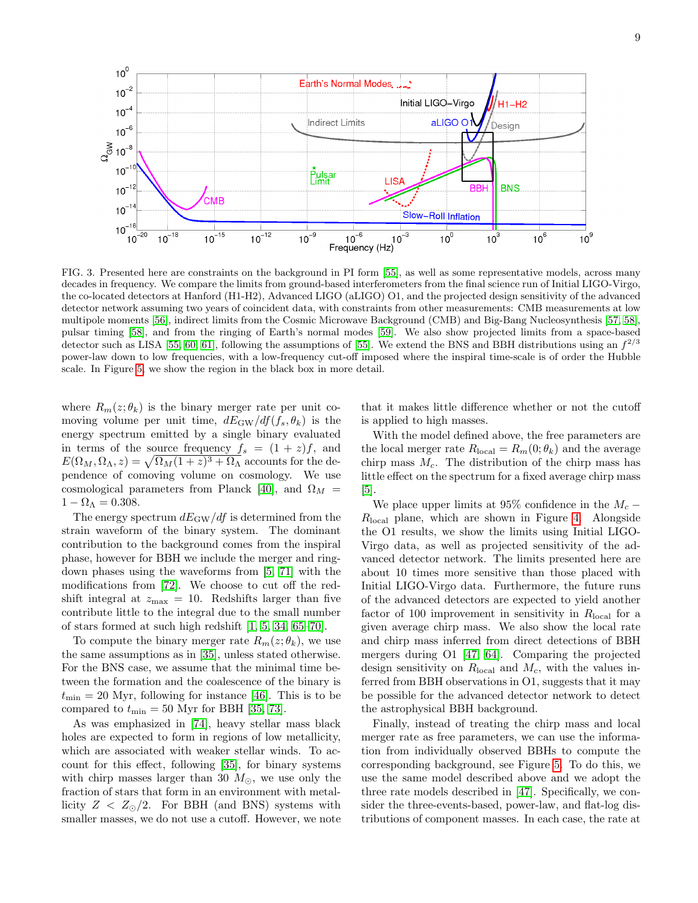FIG. 3. Presented here are constraints on the background in PI form [55], as well as some representative models, across many decades in frequency. We compare the limits from ground-based interferometers from the final science run of Initial LIGO-Virgo, the co-located detectors at Hanford (H1-H2), Advanced LIGO (aLIGO) O1, and the projected design sensitivity of the advanced detector network assuming two years of coincident data, with constraints from other measurements: CMB measurements at low multipole moments [56], indirect limits from the Cosmic Microwave Background (CMB) and Big-Bang Nucleosynthesis [57, 58], pulsar timing [58], and from the ringing of Earth's normal modes [59]. We also show projected limits from a space-based detector such as LISA [55, 60, 61], following the assumptions of [55]. We extend the BNS and BBH distributions using an $f^{2/3}$ power-law down to low frequencies, with a low-frequency cut-off imposed where the inspiral time-scale is of order the Hubble scale. In Figure 5, we show the region in the black box in more detail.

where $R_m(z;\theta_k)$ is the binary merger rate per unit comoving volume per unit time, $dE_{\rm GW}/df(f_s,\theta_k)$ is the energy spectrum emitted by a single binary evaluated in terms of the source frequency $f_s = (1+z)f$, and $E(\Omega_M, \Omega_\Lambda, z) = \sqrt{\Omega_M(1+z)^3 + \Omega_\Lambda}$ accounts for the dependence of comoving volume on cosmology. We use cosmological parameters from Planck [40], and $\Omega_M = 1 - \Omega_\Lambda = 0.308$.

The energy spectrum $dE_{\rm GW}/df$ is determined from the strain waveform of the binary system. The dominant contribution to the background comes from the inspiral phase, however for BBH we include the merger and ringdown phases using the waveforms from [5, 71] with the modifications from [72]. We choose to cut off the redshift integral at $z_{\rm max} = 10$. Redshifts larger than five contribute little to the integral due to the small number of stars formed at such high redshift [1, 5, 34, 65–70].

To compute the binary merger rate $R_m(z;\theta_k)$, we use the same assumptions as in [35], unless stated otherwise. For the BNS case, we assume that the minimal time between the formation and the coalescence of the binary is $t_{\rm min} = 20$ Myr, following for instance [46]. This is to be compared to $t_{\rm min} = 50$ Myr for BBH [35, 73].

As was emphasized in [74], heavy stellar mass black holes are expected to form in regions of low metallicity, which are associated with weaker stellar winds. To account for this effect, following [35], for binary systems with chirp masses larger than 30 $M_\odot$, we use only the fraction of stars that form in an environment with metallicity $Z < Z_\odot/2$. For BBH (and BNS) systems with smaller masses, we do not use a cutoff. However, we note that it makes little difference whether or not the cutoff is applied to high masses.

With the model defined above, the free parameters are the local merger rate $R_{\rm local} = R_m(0;\theta_k)$ and the average chirp mass $M_c$. The distribution of the chirp mass has little effect on the spectrum for a fixed average chirp mass [5].

We place upper limits at 95% confidence in the $M_c - R_{\rm local}$ plane, which are shown in Figure 4. Alongside the O1 results, we show the limits using Initial LIGO-Virgo data, as well as projected sensitivity of the advanced detector network. The limits presented here are about 10 times more sensitive than those placed with Initial LIGO-Virgo data. Furthermore, the future runs of the advanced detectors are expected to yield another factor of 100 improvement in sensitivity in $R_{\rm local}$ for a given average chirp mass. We also show the local rate and chirp mass inferred from direct detections of BBH mergers during O1 [47, 64]. Comparing the projected design sensitivity on $R_{\rm local}$ and $M_c$, with the values inferred from BBH observations in O1, suggests that it may be possible for the advanced detector network to detect the astrophysical BBH background.

Finally, instead of treating the chirp mass and local merger rate as free parameters, we can use the information from individually observed BBHs to compute the corresponding background, see Figure 5. To do this, we use the same model described above and we adopt the three rate models described in [47]. Specifically, we consider the three-events-based, power-law, and flat-log distributions of component masses. In each case, the rate at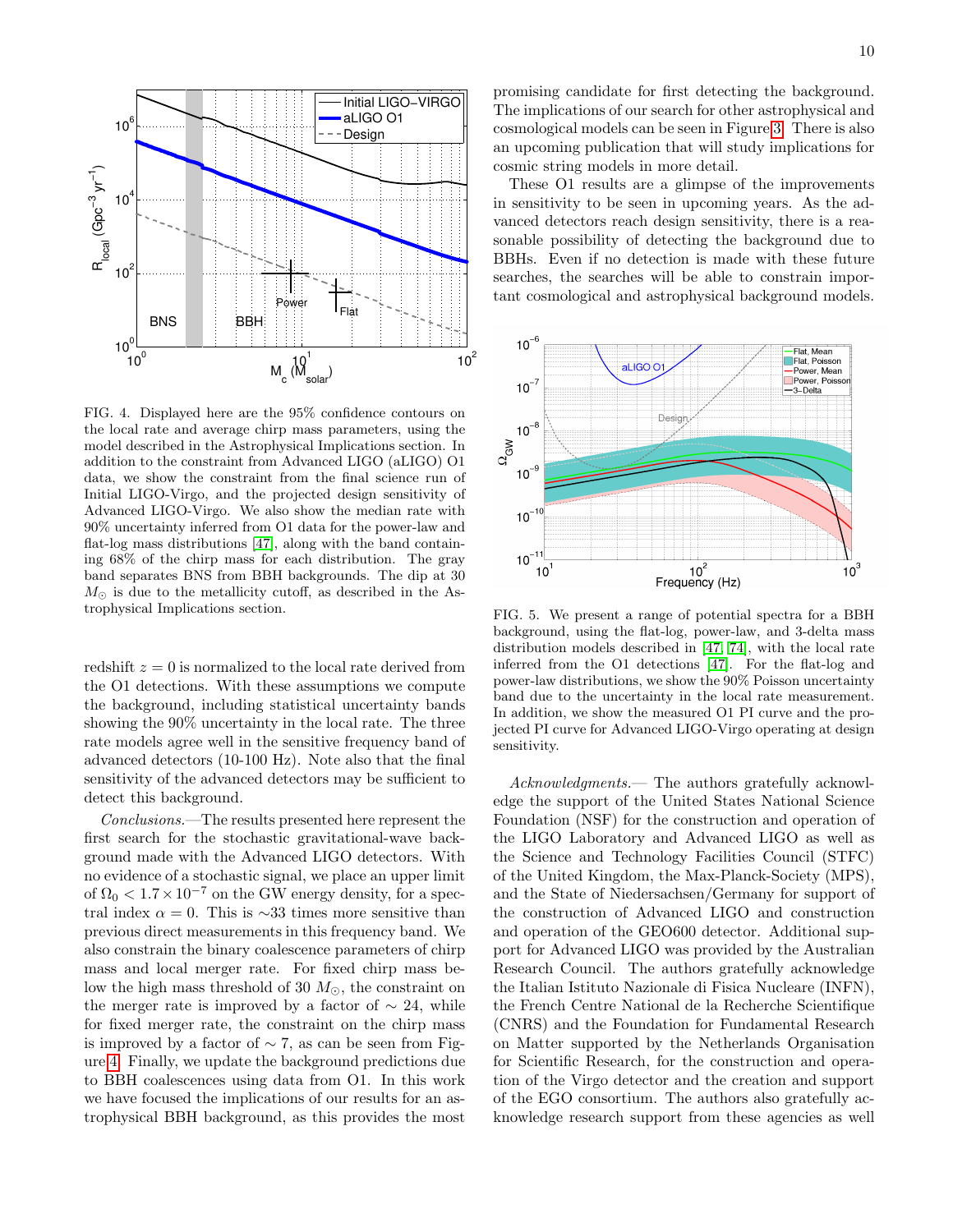FIG. 4. Displayed here are the 95% confidence contours on the local rate and average chirp mass parameters, using the model described in the Astrophysical Implications section. In addition to the constraint from Advanced LIGO (aLIGO) O1 data, we show the constraint from the final science run of Initial LIGO-Virgo, and the projected design sensitivity of Advanced LIGO-Virgo. We also show the median rate with 90% uncertainty inferred from O1 data for the power-law and flat-log mass distributions [47], along with the band containing 68% of the chirp mass for each distribution. The gray band separates BNS from BBH backgrounds. The dip at 30 $M_{\odot}$ is due to the metallicity cutoff, as described in the Astrophysical Implications section.

redshift $z = 0$ is normalized to the local rate derived from the O1 detections. With these assumptions we compute the background, including statistical uncertainty bands showing the 90% uncertainty in the local rate. The three rate models agree well in the sensitive frequency band of advanced detectors (10-100 Hz). Note also that the final sensitivity of the advanced detectors may be sufficient to detect this background.

*Conclusions.*—The results presented here represent the first search for the stochastic gravitational-wave background made with the Advanced LIGO detectors. With no evidence of a stochastic signal, we place an upper limit of $\Omega_0 < 1.7 \times 10^{-7}$ on the GW energy density, for a spectral index $\alpha = 0$. This is $\sim$33 times more sensitive than previous direct measurements in this frequency band. We also constrain the binary coalescence parameters of chirp mass and local merger rate. For fixed chirp mass below the high mass threshold of 30 $M_{\odot}$, the constraint on the merger rate is improved by a factor of $\sim$ 24, while for fixed merger rate, the constraint on the chirp mass is improved by a factor of $\sim$ 7, as can be seen from Figure 4. Finally, we update the background predictions due to BBH coalescences using data from O1. In this work we have focused the implications of our results for an astrophysical BBH background, as this provides the most promising candidate for first detecting the background. The implications of our search for other astrophysical and cosmological models can be seen in Figure 3. There is also an upcoming publication that will study implications for cosmic string models in more detail.

These O1 results are a glimpse of the improvements in sensitivity to be seen in upcoming years. As the advanced detectors reach design sensitivity, there is a reasonable possibility of detecting the background due to BBHs. Even if no detection is made with these future searches, the searches will be able to constrain important cosmological and astrophysical background models.

FIG. 5. We present a range of potential spectra for a BBH background, using the flat-log, power-law, and 3-delta mass distribution models described in [47, 74], with the local rate inferred from the O1 detections [47]. For the flat-log and power-law distributions, we show the 90% Poisson uncertainty band due to the uncertainty in the local rate measurement. In addition, we show the measured O1 PI curve and the projected PI curve for Advanced LIGO-Virgo operating at design sensitivity.

*Acknowledgments.*— The authors gratefully acknowledge the support of the United States National Science Foundation (NSF) for the construction and operation of the LIGO Laboratory and Advanced LIGO as well as the Science and Technology Facilities Council (STFC) of the United Kingdom, the Max-Planck-Society (MPS), and the State of Niedersachsen/Germany for support of the construction of Advanced LIGO and construction and operation of the GEO600 detector. Additional support for Advanced LIGO was provided by the Australian Research Council. The authors gratefully acknowledge the Italian Istituto Nazionale di Fisica Nucleare (INFN), the French Centre National de la Recherche Scientifique (CNRS) and the Foundation for Fundamental Research on Matter supported by the Netherlands Organisation for Scientific Research, for the construction and operation of the Virgo detector and the creation and support of the EGO consortium. The authors also gratefully acknowledge research support from these agencies as well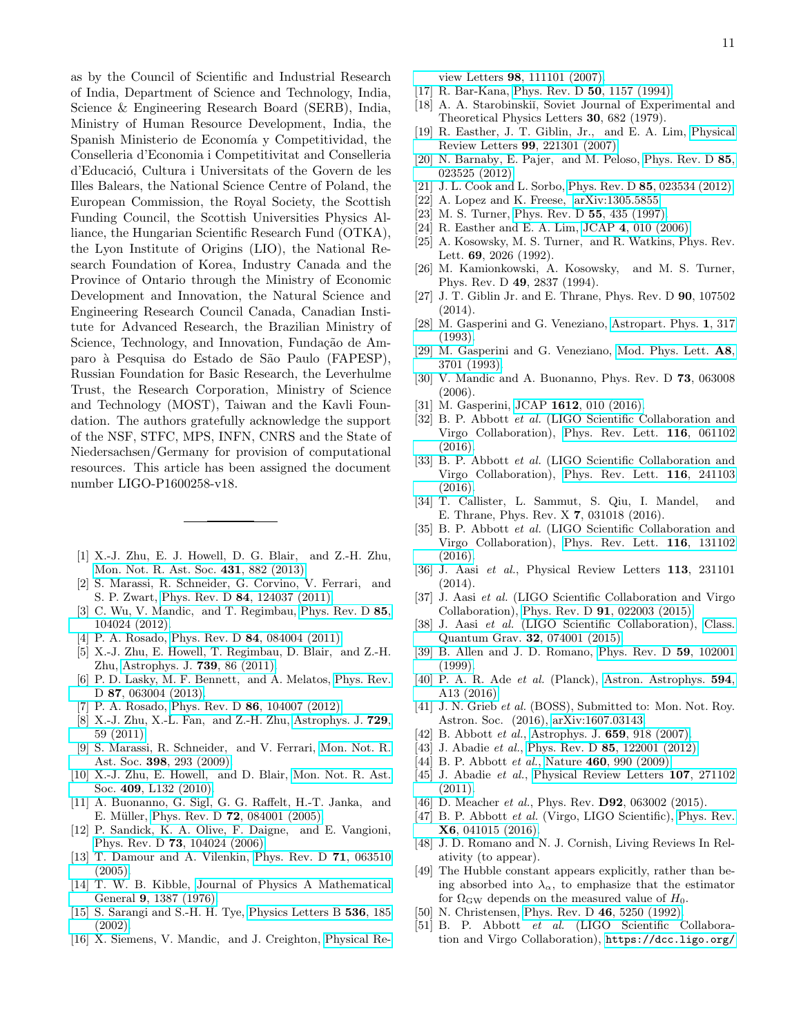as by the Council of Scientific and Industrial Research of India, Department of Science and Technology, India, Science & Engineering Research Board (SERB), India, Ministry of Human Resource Development, India, the Spanish Ministerio de Economía y Competitividad, the Conselleria d'Economia i Competitivitat and Conselleria d'Educació, Cultura i Universitats of the Govern de les Illes Balears, the National Science Centre of Poland, the European Commission, the Royal Society, the Scottish Funding Council, the Scottish Universities Physics Alliance, the Hungarian Scientific Research Fund (OTKA), the Lyon Institute of Origins (LIO), the National Research Foundation of Korea, Industry Canada and the Province of Ontario through the Ministry of Economic Development and Innovation, the Natural Science and Engineering Research Council Canada, Canadian Institute for Advanced Research, the Brazilian Ministry of Science, Technology, and Innovation, Fundação de Amparo à Pesquisa do Estado de São Paulo (FAPESP), Russian Foundation for Basic Research, the Leverhulme Trust, the Research Corporation, Ministry of Science and Technology (MOST), Taiwan and the Kavli Foundation. The authors gratefully acknowledge the support of the NSF, STFC, MPS, INFN, CNRS and the State of Niedersachsen/Germany for provision of computational resources. This article has been assigned the document number LIGO-P1600258-v18.

---

[1] X.-J. Zhu, E. J. Howell, D. G. Blair, and Z.-H. Zhu, Mon. Not. R. Ast. Soc. **431**, 882 (2013).

[2] S. Marassi, R. Schneider, G. Corvino, V. Ferrari, and S. P. Zwart, Phys. Rev. D **84**, 124037 (2011).

[3] C. Wu, V. Mandic, and T. Regimbau, Phys. Rev. D **85**, 104024 (2012).

[4] P. A. Rosado, Phys. Rev. D **84**, 084004 (2011).

[5] X.-J. Zhu, E. Howell, T. Regimbau, D. Blair, and Z.-H. Zhu, Astrophys. J. **739**, 86 (2011).

[6] P. D. Lasky, M. F. Bennett, and A. Melatos, Phys. Rev. D **87**, 063004 (2013).

[7] P. A. Rosado, Phys. Rev. D **86**, 104007 (2012).

[8] X.-J. Zhu, X.-L. Fan, and Z.-H. Zhu, Astrophys. J. **729**, 59 (2011).

[9] S. Marassi, R. Schneider, and V. Ferrari, Mon. Not. R. Ast. Soc. **398**, 293 (2009).

[10] X.-J. Zhu, E. Howell, and D. Blair, Mon. Not. R. Ast. Soc. **409**, L132 (2010).

[11] A. Buonanno, G. Sigl, G. G. Raffelt, H.-T. Janka, and E. Müller, Phys. Rev. D **72**, 084001 (2005).

[12] P. Sandick, K. A. Olive, F. Daigne, and E. Vangioni, Phys. Rev. D **73**, 104024 (2006).

[13] T. Damour and A. Vilenkin, Phys. Rev. D **71**, 063510 (2005).

[14] T. W. B. Kibble, Journal of Physics A Mathematical General **9**, 1387 (1976).

[15] S. Sarangi and S.-H. H. Tye, Physics Letters B **536**, 185 (2002).

[16] X. Siemens, V. Mandic, and J. Creighton, Physical Review Letters **98**, 111101 (2007).

[17] R. Bar-Kana, Phys. Rev. D **50**, 1157 (1994).

[18] A. A. Starobinskiĭ, Soviet Journal of Experimental and Theoretical Physics Letters **30**, 682 (1979).

[19] R. Easther, J. T. Giblin, Jr., and E. A. Lim, Physical Review Letters **99**, 221301 (2007).

[20] N. Barnaby, E. Pajer, and M. Peloso, Phys. Rev. D **85**, 023525 (2012).

[21] J. L. Cook and L. Sorbo, Phys. Rev. D **85**, 023534 (2012).

[22] A. Lopez and K. Freese, arXiv:1305.5855.

[23] M. S. Turner, Phys. Rev. D **55**, 435 (1997).

[24] R. Easther and E. A. Lim, JCAP **4**, 010 (2006).

[25] A. Kosowsky, M. S. Turner, and R. Watkins, Phys. Rev. Lett. **69**, 2026 (1992).

[26] M. Kamionkowski, A. Kosowsky, and M. S. Turner, Phys. Rev. D **49**, 2837 (1994).

[27] J. T. Giblin Jr. and E. Thrane, Phys. Rev. D **90**, 107502 (2014).

[28] M. Gasperini and G. Veneziano, Astropart. Phys. **1**, 317 (1993).

[29] M. Gasperini and G. Veneziano, Mod. Phys. Lett. **A8**, 3701 (1993).

[30] V. Mandic and A. Buonanno, Phys. Rev. D **73**, 063008 (2006).

[31] M. Gasperini, JCAP **1612**, 010 (2016).

[32] B. P. Abbott *et al.* (LIGO Scientific Collaboration and Virgo Collaboration), Phys. Rev. Lett. **116**, 061102 (2016).

[33] B. P. Abbott *et al.* (LIGO Scientific Collaboration and Virgo Collaboration), Phys. Rev. Lett. **116**, 241103 (2016).

[34] T. Callister, L. Sammut, S. Qiu, I. Mandel, and E. Thrane, Phys. Rev. X **7**, 031018 (2016).

[35] B. P. Abbott *et al.* (LIGO Scientific Collaboration and Virgo Collaboration), Phys. Rev. Lett. **116**, 131102 (2016).

[36] J. Aasi *et al.*, Physical Review Letters **113**, 231101 (2014).

[37] J. Aasi *et al.* (LIGO Scientific Collaboration and Virgo Collaboration), Phys. Rev. D **91**, 022003 (2015).

[38] J. Aasi *et al.* (LIGO Scientific Collaboration), Class. Quantum Grav. **32**, 074001 (2015).

[39] B. Allen and J. D. Romano, Phys. Rev. D **59**, 102001 (1999).

[40] P. A. R. Ade *et al.* (Planck), Astron. Astrophys. **594**, A13 (2016).

[41] J. N. Grieb *et al.* (BOSS), Submitted to: Mon. Not. Roy. Astron. Soc. (2016), arXiv:1607.03143.

[42] B. Abbott *et al.*, Astrophys. J. **659**, 918 (2007).

[43] J. Abadie *et al.*, Phys. Rev. D **85**, 122001 (2012).

[44] B. P. Abbott *et al.*, Nature **460**, 990 (2009).

[45] J. Abadie *et al.*, Physical Review Letters **107**, 271102 (2011).

[46] D. Meacher *et al.*, Phys. Rev. **D92**, 063002 (2015).

[47] B. P. Abbott *et al.* (Virgo, LIGO Scientific), Phys. Rev. **X6**, 041015 (2016).

[48] J. D. Romano and N. J. Cornish, Living Reviews In Relativity (to appear).

[49] The Hubble constant appears explicitly, rather than being absorbed into $\lambda_\alpha$, to emphasize that the estimator for $\Omega_{\rm GW}$ depends on the measured value of $H_0$.

[50] N. Christensen, Phys. Rev. D **46**, 5250 (1992).

[51] B. P. Abbott *et al.* (LIGO Scientific Collaboration and Virgo Collaboration), `https://dcc.ligo.org/`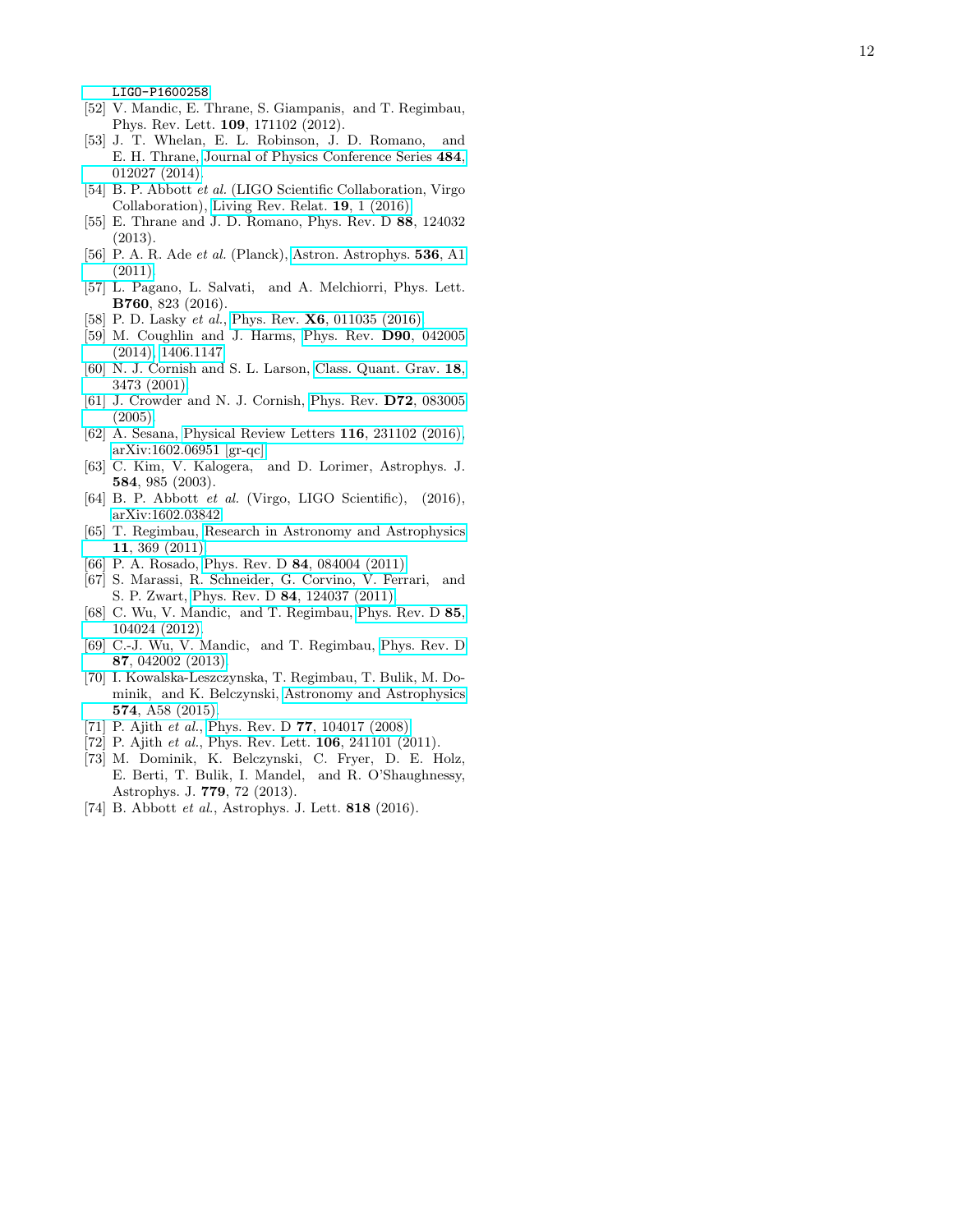LIGO-P1600258

[52] V. Mandic, E. Thrane, S. Giampanis, and T. Regimbau, Phys. Rev. Lett. **109**, 171102 (2012).

[53] J. T. Whelan, E. L. Robinson, J. D. Romano, and E. H. Thrane, Journal of Physics Conference Series **484**, 012027 (2014).

[54] B. P. Abbott *et al.* (LIGO Scientific Collaboration, Virgo Collaboration), Living Rev. Relat. **19**, 1 (2016).

[55] E. Thrane and J. D. Romano, Phys. Rev. D **88**, 124032 (2013).

[56] P. A. R. Ade *et al.* (Planck), Astron. Astrophys. **536**, A1 (2011).

[57] L. Pagano, L. Salvati, and A. Melchiorri, Phys. Lett. **B760**, 823 (2016).

[58] P. D. Lasky *et al.*, Phys. Rev. **X6**, 011035 (2016).

[59] M. Coughlin and J. Harms, Phys. Rev. **D90**, 042005 (2014), 1406.1147.

[60] N. J. Cornish and S. L. Larson, Class. Quant. Grav. **18**, 3473 (2001).

[61] J. Crowder and N. J. Cornish, Phys. Rev. **D72**, 083005 (2005).

[62] A. Sesana, Physical Review Letters **116**, 231102 (2016), arXiv:1602.06951 [gr-qc].

[63] C. Kim, V. Kalogera, and D. Lorimer, Astrophys. J. **584**, 985 (2003).

[64] B. P. Abbott *et al.* (Virgo, LIGO Scientific), (2016), arXiv:1602.03842.

[65] T. Regimbau, Research in Astronomy and Astrophysics **11**, 369 (2011).

[66] P. A. Rosado, Phys. Rev. D **84**, 084004 (2011).

[67] S. Marassi, R. Schneider, G. Corvino, V. Ferrari, and S. P. Zwart, Phys. Rev. D **84**, 124037 (2011).

[68] C. Wu, V. Mandic, and T. Regimbau, Phys. Rev. D **85**, 104024 (2012).

[69] C.-J. Wu, V. Mandic, and T. Regimbau, Phys. Rev. D **87**, 042002 (2013).

[70] I. Kowalska-Leszczynska, T. Regimbau, T. Bulik, M. Dominik, and K. Belczynski, Astronomy and Astrophysics **574**, A58 (2015).

[71] P. Ajith *et al.*, Phys. Rev. D **77**, 104017 (2008).

[72] P. Ajith *et al.*, Phys. Rev. Lett. **106**, 241101 (2011).

[73] M. Dominik, K. Belczynski, C. Fryer, D. E. Holz, E. Berti, T. Bulik, I. Mandel, and R. O'Shaughnessy, Astrophys. J. **779**, 72 (2013).

[74] B. Abbott *et al.*, Astrophys. J. Lett. **818** (2016).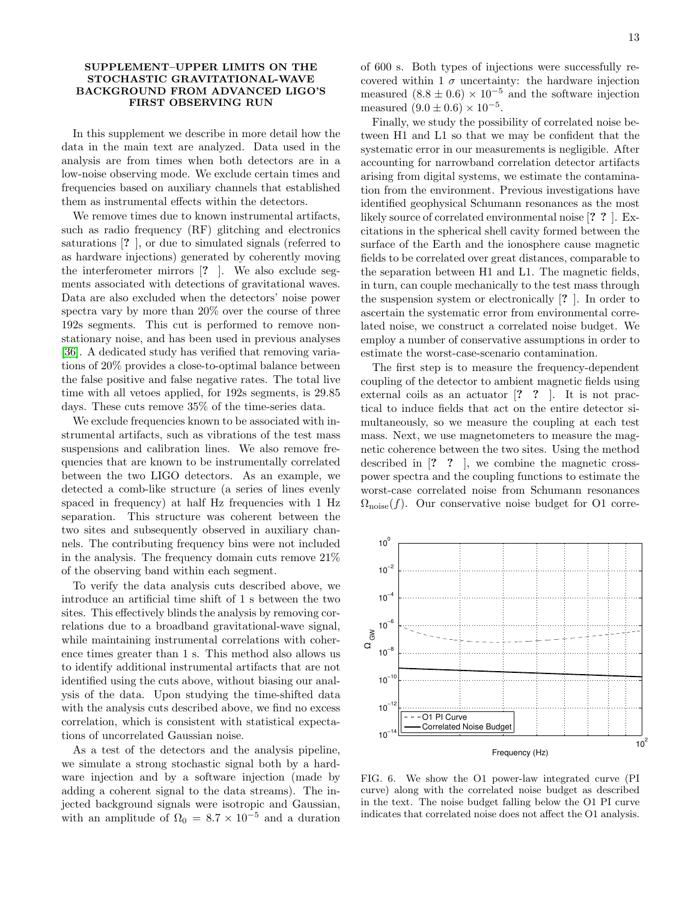## SUPPLEMENT–UPPER LIMITS ON THE STOCHASTIC GRAVITATIONAL-WAVE BACKGROUND FROM ADVANCED LIGO'S FIRST OBSERVING RUN

In this supplement we describe in more detail how the data in the main text are analyzed. Data used in the analysis are from times when both detectors are in a low-noise observing mode. We exclude certain times and frequencies based on auxiliary channels that established them as instrumental effects within the detectors.

We remove times due to known instrumental artifacts, such as radio frequency (RF) glitching and electronics saturations [? ], or due to simulated signals (referred to as hardware injections) generated by coherently moving the interferometer mirrors [? ]. We also exclude segments associated with detections of gravitational waves. Data are also excluded when the detectors' noise power spectra vary by more than 20% over the course of three 192s segments. This cut is performed to remove non-stationary noise, and has been used in previous analyses [36]. A dedicated study has verified that removing variations of 20% provides a close-to-optimal balance between the false positive and false negative rates. The total live time with all vetoes applied, for 192s segments, is 29.85 days. These cuts remove 35% of the time-series data.

We exclude frequencies known to be associated with instrumental artifacts, such as vibrations of the test mass suspensions and calibration lines. We also remove frequencies that are known to be instrumentally correlated between the two LIGO detectors. As an example, we detected a comb-like structure (a series of lines evenly spaced in frequency) at half Hz frequencies with 1 Hz separation. This structure was coherent between the two sites and subsequently observed in auxiliary channels. The contributing frequency bins were not included in the analysis. The frequency domain cuts remove 21% of the observing band within each segment.

To verify the data analysis cuts described above, we introduce an artificial time shift of 1 s between the two sites. This effectively blinds the analysis by removing correlations due to a broadband gravitational-wave signal, while maintaining instrumental correlations with coherence times greater than 1 s. This method also allows us to identify additional instrumental artifacts that are not identified using the cuts above, without biasing our analysis of the data. Upon studying the time-shifted data with the analysis cuts described above, we find no excess correlation, which is consistent with statistical expectations of uncorrelated Gaussian noise.

As a test of the detectors and the analysis pipeline, we simulate a strong stochastic signal both by a hardware injection and by a software injection (made by adding a coherent signal to the data streams). The injected background signals were isotropic and Gaussian, with an amplitude of $\Omega_0 = 8.7 \times 10^{-5}$ and a duration of 600 s. Both types of injections were successfully recovered within 1 $\sigma$ uncertainty: the hardware injection measured $(8.8 \pm 0.6) \times 10^{-5}$ and the software injection measured $(9.0 \pm 0.6) \times 10^{-5}$.

Finally, we study the possibility of correlated noise between H1 and L1 so that we may be confident that the systematic error in our measurements is negligible. After accounting for narrowband correlation detector artifacts arising from digital systems, we estimate the contamination from the environment. Previous investigations have identified geophysical Schumann resonances as the most likely source of correlated environmental noise [? ? ]. Excitations in the spherical shell cavity formed between the surface of the Earth and the ionosphere cause magnetic fields to be correlated over great distances, comparable to the separation between H1 and L1. The magnetic fields, in turn, can couple mechanically to the test mass through the suspension system or electronically [? ]. In order to ascertain the systematic error from environmental correlated noise, we construct a correlated noise budget. We employ a number of conservative assumptions in order to estimate the worst-case-scenario contamination.

The first step is to measure the frequency-dependent coupling of the detector to ambient magnetic fields using external coils as an actuator [? ? ]. It is not practical to induce fields that act on the entire detector simultaneously, so we measure the coupling at each test mass. Next, we use magnetometers to measure the magnetic coherence between the two sites. Using the method described in [? ? ], we combine the magnetic cross-power spectra and the coupling functions to estimate the worst-case correlated noise from Schumann resonances $\Omega_{\rm noise}(f)$. Our conservative noise budget for O1 corre-

FIG. 6. We show the O1 power-law integrated curve (PI curve) along with the correlated noise budget as described in the text. The noise budget falling below the O1 PI curve indicates that correlated noise does not affect the O1 analysis.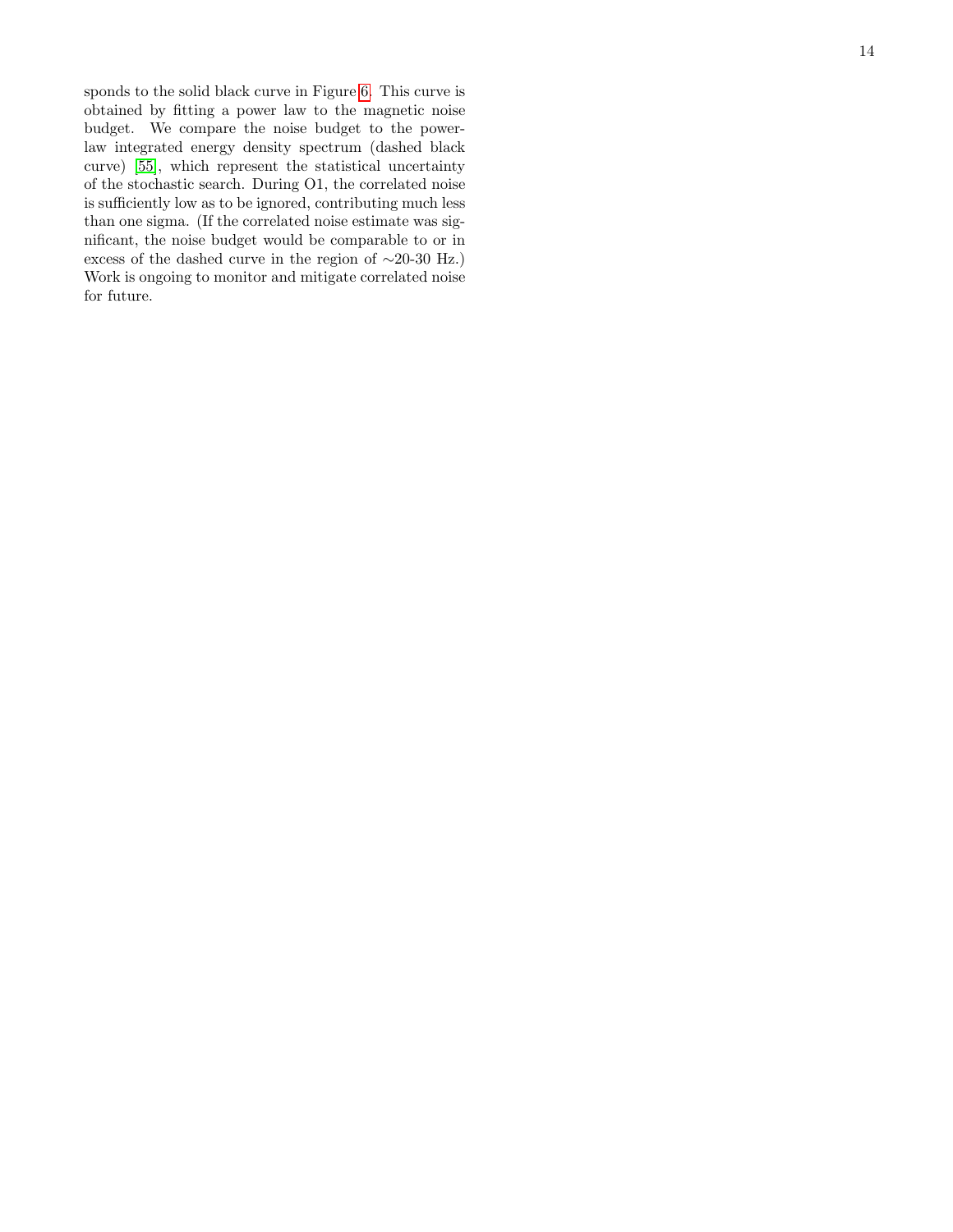sponds to the solid black curve in Figure 6. This curve is obtained by fitting a power law to the magnetic noise budget. We compare the noise budget to the power-law integrated energy density spectrum (dashed black curve) [55], which represent the statistical uncertainty of the stochastic search. During O1, the correlated noise is sufficiently low as to be ignored, contributing much less than one sigma. (If the correlated noise estimate was significant, the noise budget would be comparable to or in excess of the dashed curve in the region of $\sim$20-30 Hz.) Work is ongoing to monitor and mitigate correlated noise for future.